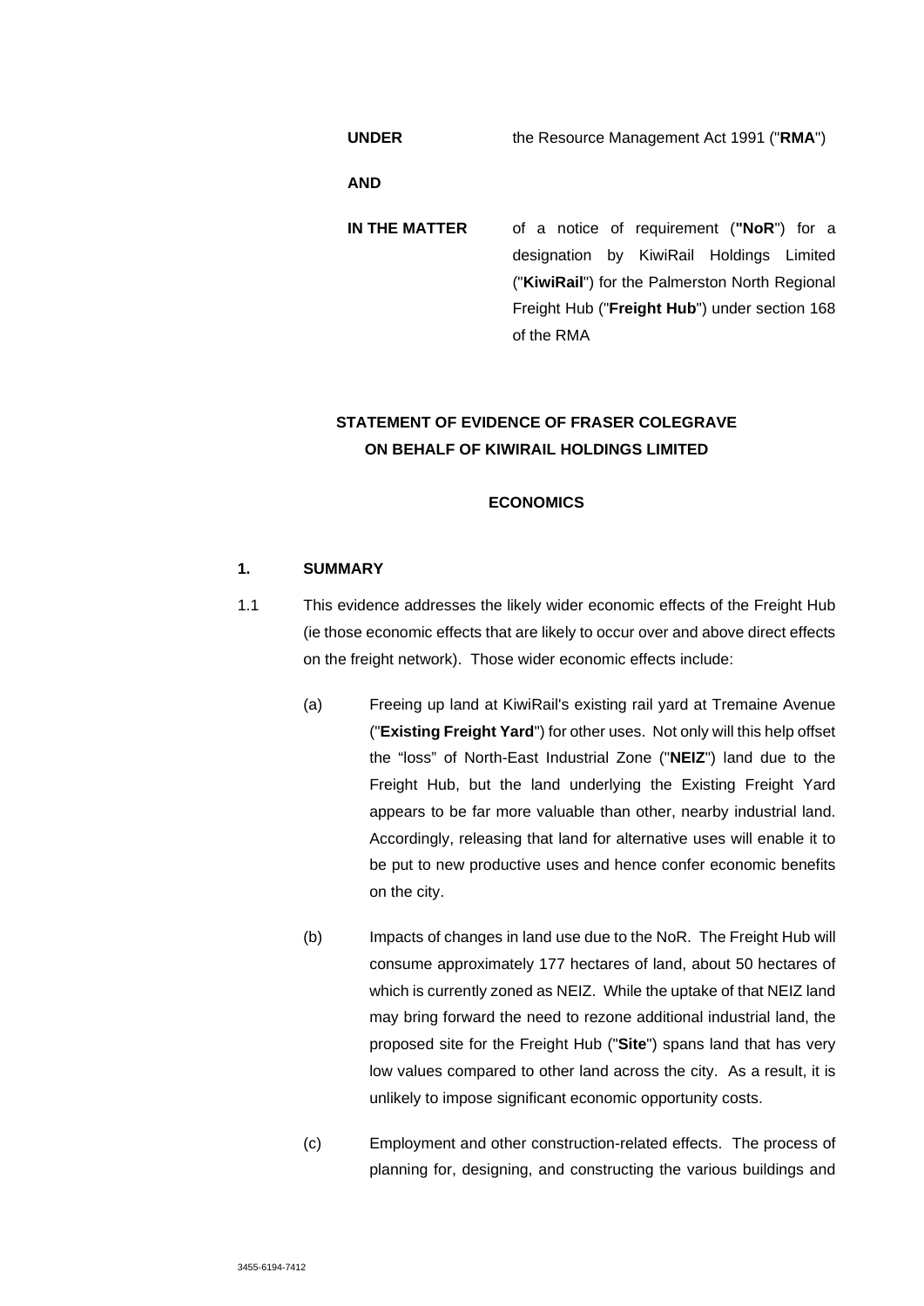**UNDER** the Resource Management Act 1991 ("**RMA**")

**AND**

**IN THE MATTER** of a notice of requirement (**"NoR**") for a designation by KiwiRail Holdings Limited ("**KiwiRail**") for the Palmerston North Regional Freight Hub ("**Freight Hub**") under section 168 of the RMA

**STATEMENT OF EVIDENCE OF FRASER COLEGRAVE ON BEHALF OF KIWIRAIL HOLDINGS LIMITED**

**ECONOMICS**

## 1. SUMMARY

1.1 This evidence addresses the likely wider economic effects of the Freight Hub (ie those economic effects that are likely to occur over and above direct effects on the freight network). Those wider economic effects include:

(a) Freeing up land at KiwiRail's existing rail yard at Tremaine Avenue ("**Existing Freight Yard**") for other uses. Not only will this help offset the "loss" of North-East Industrial Zone ("**NEIZ**") land due to the Freight Hub, but the land underlying the Existing Freight Yard appears to be far more valuable than other, nearby industrial land. Accordingly, releasing that land for alternative uses will enable it to be put to new productive uses and hence confer economic benefits on the city.

(b) Impacts of changes in land use due to the NoR. The Freight Hub will consume approximately 177 hectares of land, about 50 hectares of which is currently zoned as NEIZ. While the uptake of that NEIZ land may bring forward the need to rezone additional industrial land, the proposed site for the Freight Hub ("**Site**") spans land that has very low values compared to other land across the city. As a result, it is unlikely to impose significant economic opportunity costs.

(c) Employment and other construction-related effects. The process of planning for, designing, and constructing the various buildings and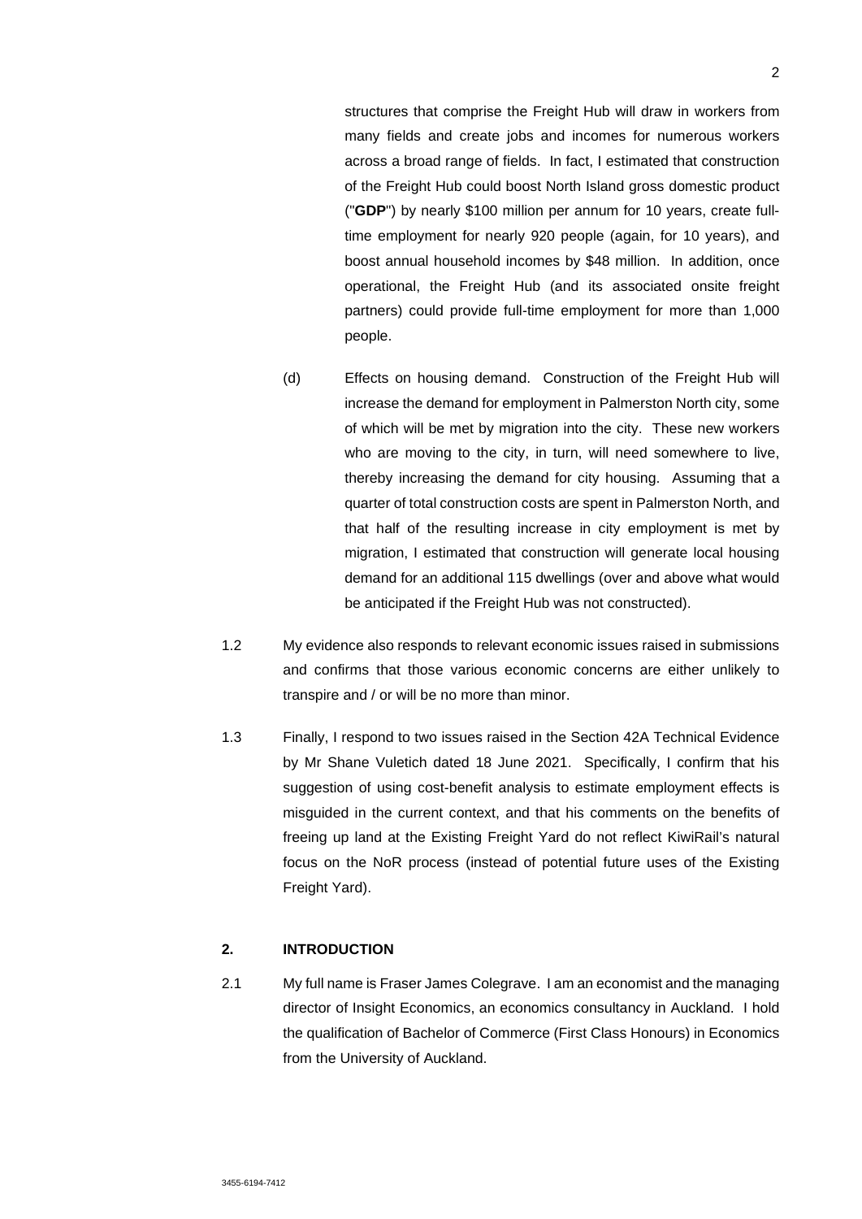structures that comprise the Freight Hub will draw in workers from many fields and create jobs and incomes for numerous workers across a broad range of fields. In fact, I estimated that construction of the Freight Hub could boost North Island gross domestic product ("**GDP**") by nearly $100 million per annum for 10 years, create full-time employment for nearly 920 people (again, for 10 years), and boost annual household incomes by $48 million. In addition, once operational, the Freight Hub (and its associated onsite freight partners) could provide full-time employment for more than 1,000 people.

(d) Effects on housing demand. Construction of the Freight Hub will increase the demand for employment in Palmerston North city, some of which will be met by migration into the city. These new workers who are moving to the city, in turn, will need somewhere to live, thereby increasing the demand for city housing. Assuming that a quarter of total construction costs are spent in Palmerston North, and that half of the resulting increase in city employment is met by migration, I estimated that construction will generate local housing demand for an additional 115 dwellings (over and above what would be anticipated if the Freight Hub was not constructed).

1.2 My evidence also responds to relevant economic issues raised in submissions and confirms that those various economic concerns are either unlikely to transpire and / or will be no more than minor.

1.3 Finally, I respond to two issues raised in the Section 42A Technical Evidence by Mr Shane Vuletich dated 18 June 2021. Specifically, I confirm that his suggestion of using cost-benefit analysis to estimate employment effects is misguided in the current context, and that his comments on the benefits of freeing up land at the Existing Freight Yard do not reflect KiwiRail's natural focus on the NoR process (instead of potential future uses of the Existing Freight Yard).

## 2. INTRODUCTION

2.1 My full name is Fraser James Colegrave. I am an economist and the managing director of Insight Economics, an economics consultancy in Auckland. I hold the qualification of Bachelor of Commerce (First Class Honours) in Economics from the University of Auckland.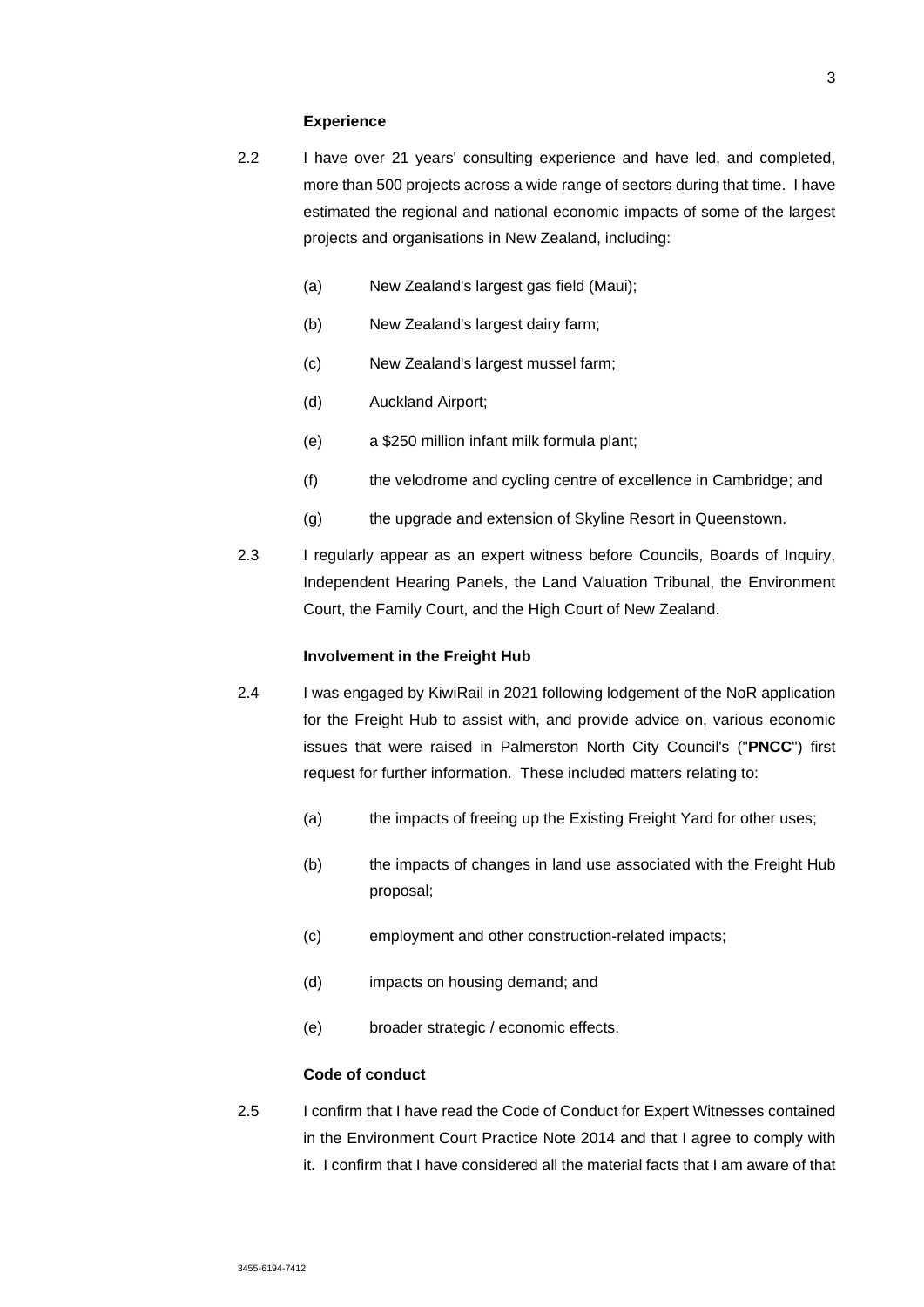**Experience**

2.2 I have over 21 years' consulting experience and have led, and completed, more than 500 projects across a wide range of sectors during that time. I have estimated the regional and national economic impacts of some of the largest projects and organisations in New Zealand, including:

(a) New Zealand's largest gas field (Maui);

(b) New Zealand's largest dairy farm;

(c) New Zealand's largest mussel farm;

(d) Auckland Airport;

(e) a $250 million infant milk formula plant;

(f) the velodrome and cycling centre of excellence in Cambridge; and

(g) the upgrade and extension of Skyline Resort in Queenstown.

2.3 I regularly appear as an expert witness before Councils, Boards of Inquiry, Independent Hearing Panels, the Land Valuation Tribunal, the Environment Court, the Family Court, and the High Court of New Zealand.

**Involvement in the Freight Hub**

2.4 I was engaged by KiwiRail in 2021 following lodgement of the NoR application for the Freight Hub to assist with, and provide advice on, various economic issues that were raised in Palmerston North City Council's ("**PNCC**") first request for further information. These included matters relating to:

(a) the impacts of freeing up the Existing Freight Yard for other uses;

(b) the impacts of changes in land use associated with the Freight Hub proposal;

(c) employment and other construction-related impacts;

(d) impacts on housing demand; and

(e) broader strategic / economic effects.

**Code of conduct**

2.5 I confirm that I have read the Code of Conduct for Expert Witnesses contained in the Environment Court Practice Note 2014 and that I agree to comply with it. I confirm that I have considered all the material facts that I am aware of that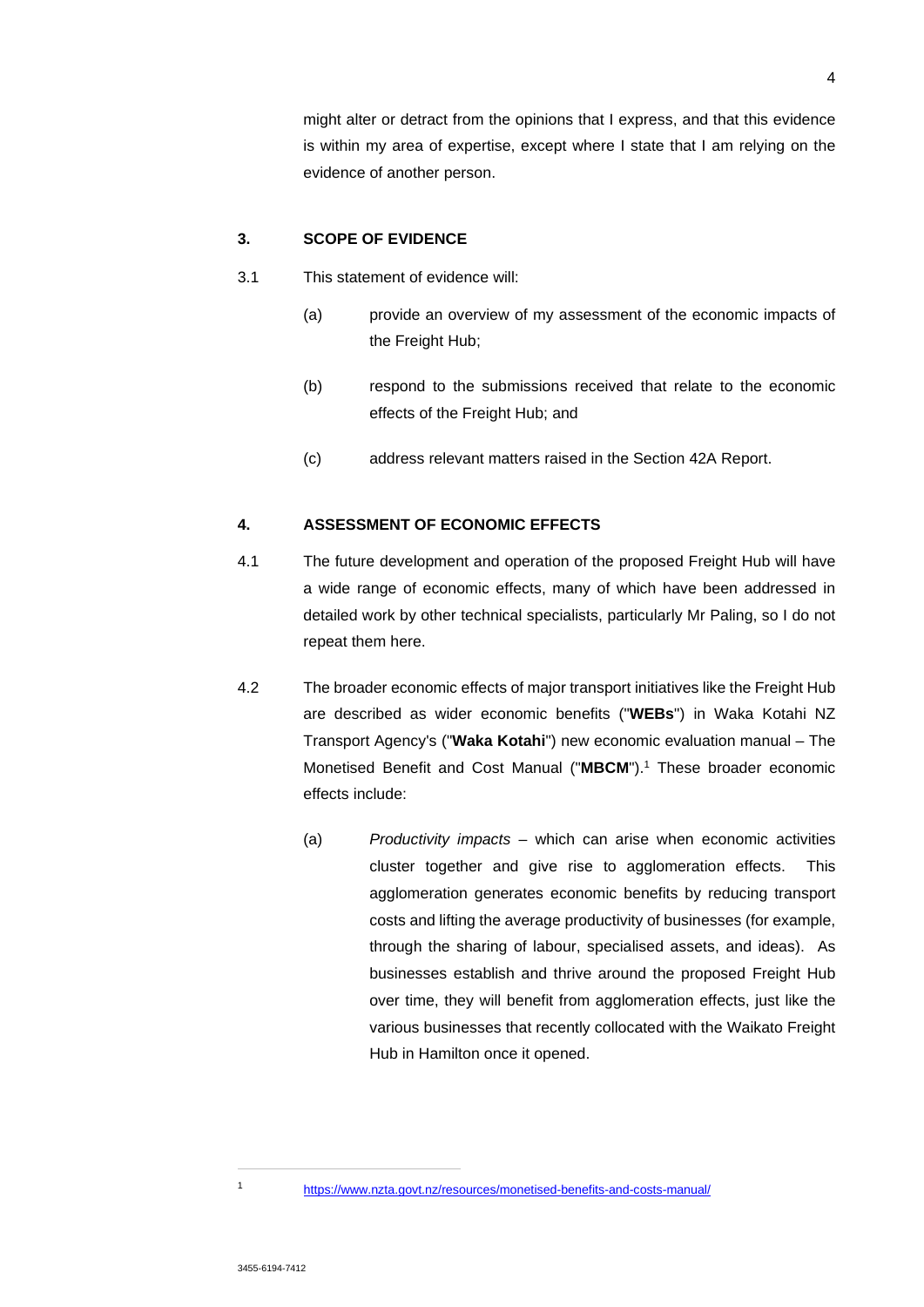might alter or detract from the opinions that I express, and that this evidence is within my area of expertise, except where I state that I am relying on the evidence of another person.

## 3. SCOPE OF EVIDENCE

3.1 This statement of evidence will:

(a) provide an overview of my assessment of the economic impacts of the Freight Hub;

(b) respond to the submissions received that relate to the economic effects of the Freight Hub; and

(c) address relevant matters raised in the Section 42A Report.

## 4. ASSESSMENT OF ECONOMIC EFFECTS

4.1 The future development and operation of the proposed Freight Hub will have a wide range of economic effects, many of which have been addressed in detailed work by other technical specialists, particularly Mr Paling, so I do not repeat them here.

4.2 The broader economic effects of major transport initiatives like the Freight Hub are described as wider economic benefits ("**WEBs**") in Waka Kotahi NZ Transport Agency's ("**Waka Kotahi**") new economic evaluation manual – The Monetised Benefit and Cost Manual ("**MBCM**").[1] These broader economic effects include:

(a) *Productivity impacts* – which can arise when economic activities cluster together and give rise to agglomeration effects. This agglomeration generates economic benefits by reducing transport costs and lifting the average productivity of businesses (for example, through the sharing of labour, specialised assets, and ideas). As businesses establish and thrive around the proposed Freight Hub over time, they will benefit from agglomeration effects, just like the various businesses that recently collocated with the Waikato Freight Hub in Hamilton once it opened.

---

[1] https://www.nzta.govt.nz/resources/monetised-benefits-and-costs-manual/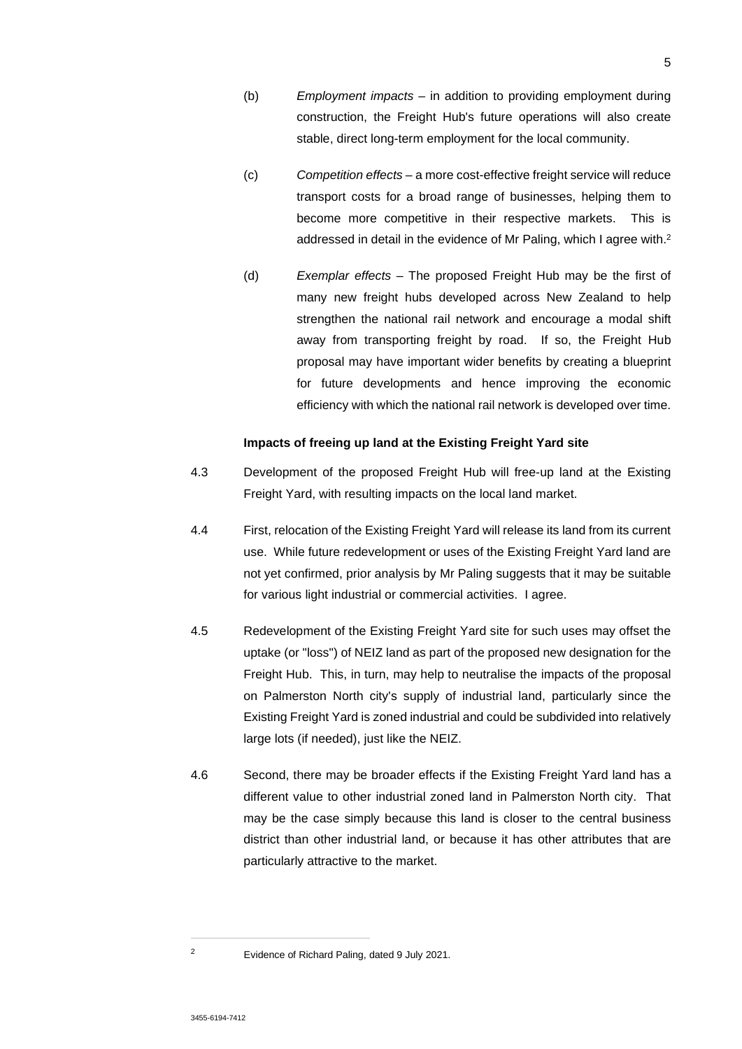(b) *Employment impacts* – in addition to providing employment during construction, the Freight Hub's future operations will also create stable, direct long-term employment for the local community.

(c) *Competition effects* – a more cost-effective freight service will reduce transport costs for a broad range of businesses, helping them to become more competitive in their respective markets. This is addressed in detail in the evidence of Mr Paling, which I agree with.[2]

(d) *Exemplar effects* – The proposed Freight Hub may be the first of many new freight hubs developed across New Zealand to help strengthen the national rail network and encourage a modal shift away from transporting freight by road. If so, the Freight Hub proposal may have important wider benefits by creating a blueprint for future developments and hence improving the economic efficiency with which the national rail network is developed over time.

**Impacts of freeing up land at the Existing Freight Yard site**

4.3 Development of the proposed Freight Hub will free-up land at the Existing Freight Yard, with resulting impacts on the local land market.

4.4 First, relocation of the Existing Freight Yard will release its land from its current use. While future redevelopment or uses of the Existing Freight Yard land are not yet confirmed, prior analysis by Mr Paling suggests that it may be suitable for various light industrial or commercial activities. I agree.

4.5 Redevelopment of the Existing Freight Yard site for such uses may offset the uptake (or "loss") of NEIZ land as part of the proposed new designation for the Freight Hub. This, in turn, may help to neutralise the impacts of the proposal on Palmerston North city's supply of industrial land, particularly since the Existing Freight Yard is zoned industrial and could be subdivided into relatively large lots (if needed), just like the NEIZ.

4.6 Second, there may be broader effects if the Existing Freight Yard land has a different value to other industrial zoned land in Palmerston North city. That may be the case simply because this land is closer to the central business district than other industrial land, or because it has other attributes that are particularly attractive to the market.

---

[2] Evidence of Richard Paling, dated 9 July 2021.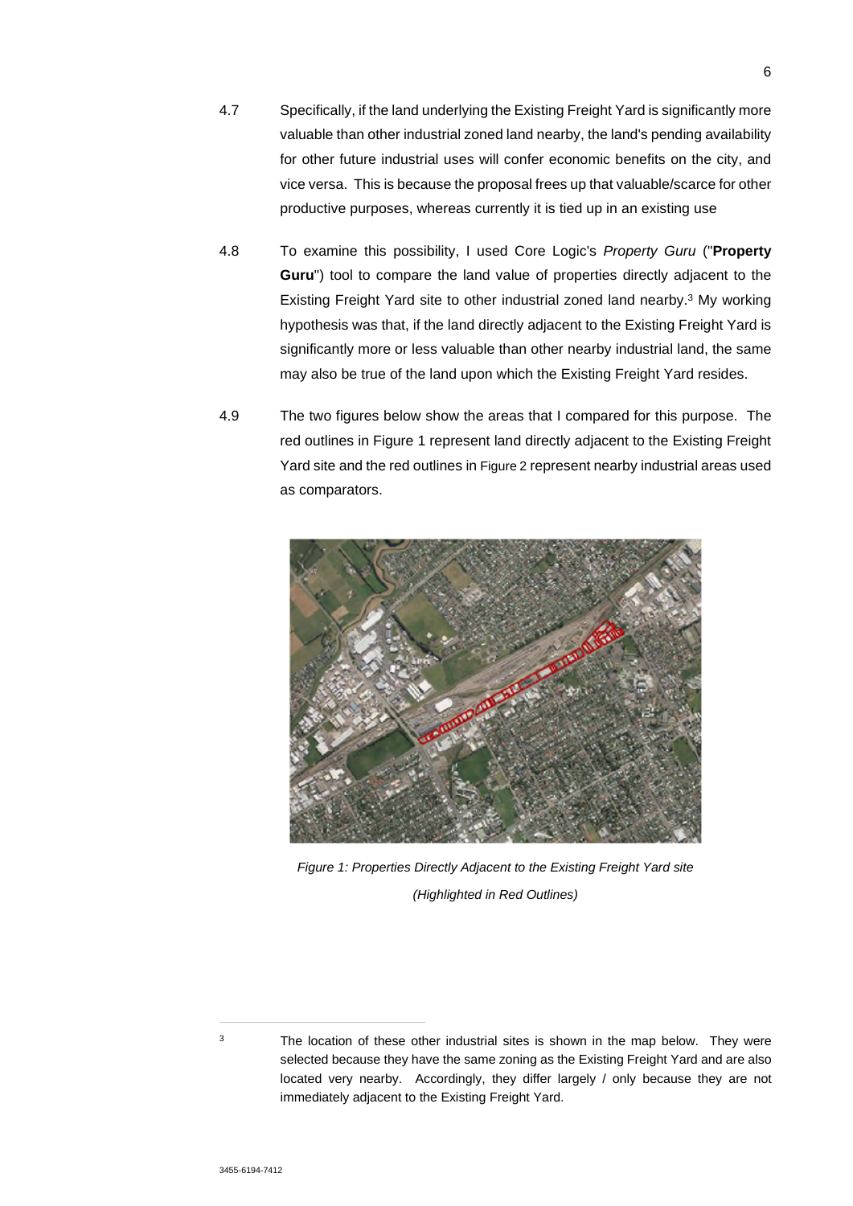4.7 Specifically, if the land underlying the Existing Freight Yard is significantly more valuable than other industrial zoned land nearby, the land's pending availability for other future industrial uses will confer economic benefits on the city, and vice versa. This is because the proposal frees up that valuable/scarce for other productive purposes, whereas currently it is tied up in an existing use

4.8 To examine this possibility, I used Core Logic's *Property Guru* ("**Property Guru**") tool to compare the land value of properties directly adjacent to the Existing Freight Yard site to other industrial zoned land nearby.[3] My working hypothesis was that, if the land directly adjacent to the Existing Freight Yard is significantly more or less valuable than other nearby industrial land, the same may also be true of the land upon which the Existing Freight Yard resides.

4.9 The two figures below show the areas that I compared for this purpose. The red outlines in Figure 1 represent land directly adjacent to the Existing Freight Yard site and the red outlines in Figure 2 represent nearby industrial areas used as comparators.

*Figure 1: Properties Directly Adjacent to the Existing Freight Yard site (Highlighted in Red Outlines)*

---

[3] The location of these other industrial sites is shown in the map below. They were selected because they have the same zoning as the Existing Freight Yard and are also located very nearby. Accordingly, they differ largely / only because they are not immediately adjacent to the Existing Freight Yard.

3455-6194-7412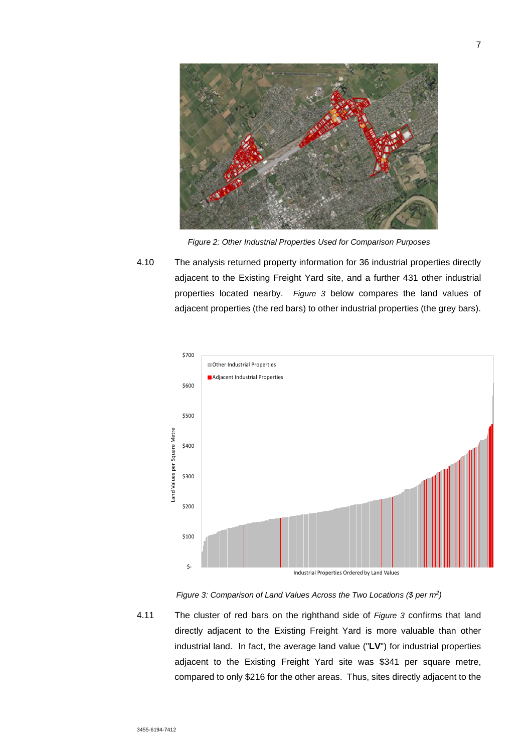*Figure 2: Other Industrial Properties Used for Comparison Purposes*

4.10 The analysis returned property information for 36 industrial properties directly adjacent to the Existing Freight Yard site, and a further 431 other industrial properties located nearby. *Figure 3* below compares the land values of adjacent properties (the red bars) to other industrial properties (the grey bars).

*Figure 3: Comparison of Land Values Across the Two Locations ($ per m$^2$)*

4.11 The cluster of red bars on the righthand side of *Figure 3* confirms that land directly adjacent to the Existing Freight Yard is more valuable than other industrial land. In fact, the average land value ("**LV**") for industrial properties adjacent to the Existing Freight Yard site was $341 per square metre, compared to only $216 for the other areas. Thus, sites directly adjacent to the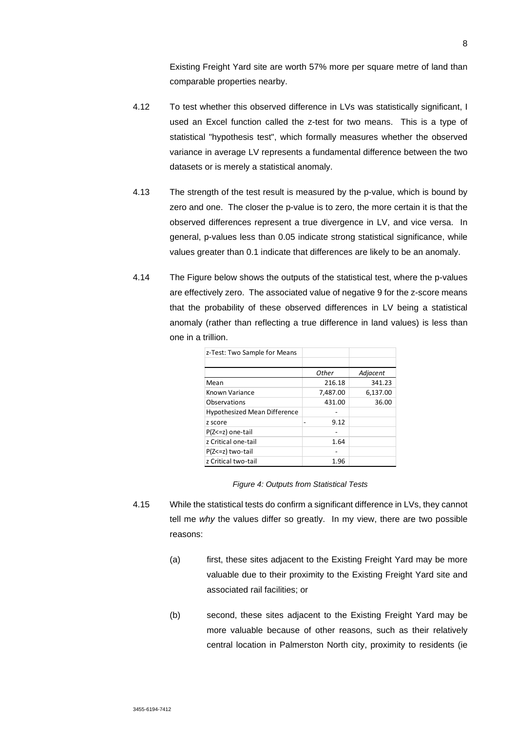Existing Freight Yard site are worth 57% more per square metre of land than comparable properties nearby.

4.12 To test whether this observed difference in LVs was statistically significant, I used an Excel function called the z-test for two means. This is a type of statistical "hypothesis test", which formally measures whether the observed variance in average LV represents a fundamental difference between the two datasets or is merely a statistical anomaly.

4.13 The strength of the test result is measured by the p-value, which is bound by zero and one. The closer the p-value is to zero, the more certain it is that the observed differences represent a true divergence in LV, and vice versa. In general, p-values less than 0.05 indicate strong statistical significance, while values greater than 0.1 indicate that differences are likely to be an anomaly.

4.14 The Figure below shows the outputs of the statistical test, where the p-values are effectively zero. The associated value of negative 9 for the z-score means that the probability of these observed differences in LV being a statistical anomaly (rather than reflecting a true difference in land values) is less than one in a trillion.

| z-Test: Two Sample for Means | | |
|---|---|---|
| | *Other* | *Adjacent* |
| Mean | 216.18 | 341.23 |
| Known Variance | 7,487.00 | 6,137.00 |
| Observations | 431.00 | 36.00 |
| Hypothesized Mean Difference | - | |
| z score | - 9.12 | |
| P(Z<=z) one-tail | - | |
| z Critical one-tail | 1.64 | |
| P(Z<=z) two-tail | - | |
| z Critical two-tail | 1.96 | |

*Figure 4: Outputs from Statistical Tests*

4.15 While the statistical tests do confirm a significant difference in LVs, they cannot tell me *why* the values differ so greatly. In my view, there are two possible reasons:

(a) first, these sites adjacent to the Existing Freight Yard may be more valuable due to their proximity to the Existing Freight Yard site and associated rail facilities; or

(b) second, these sites adjacent to the Existing Freight Yard may be more valuable because of other reasons, such as their relatively central location in Palmerston North city, proximity to residents (ie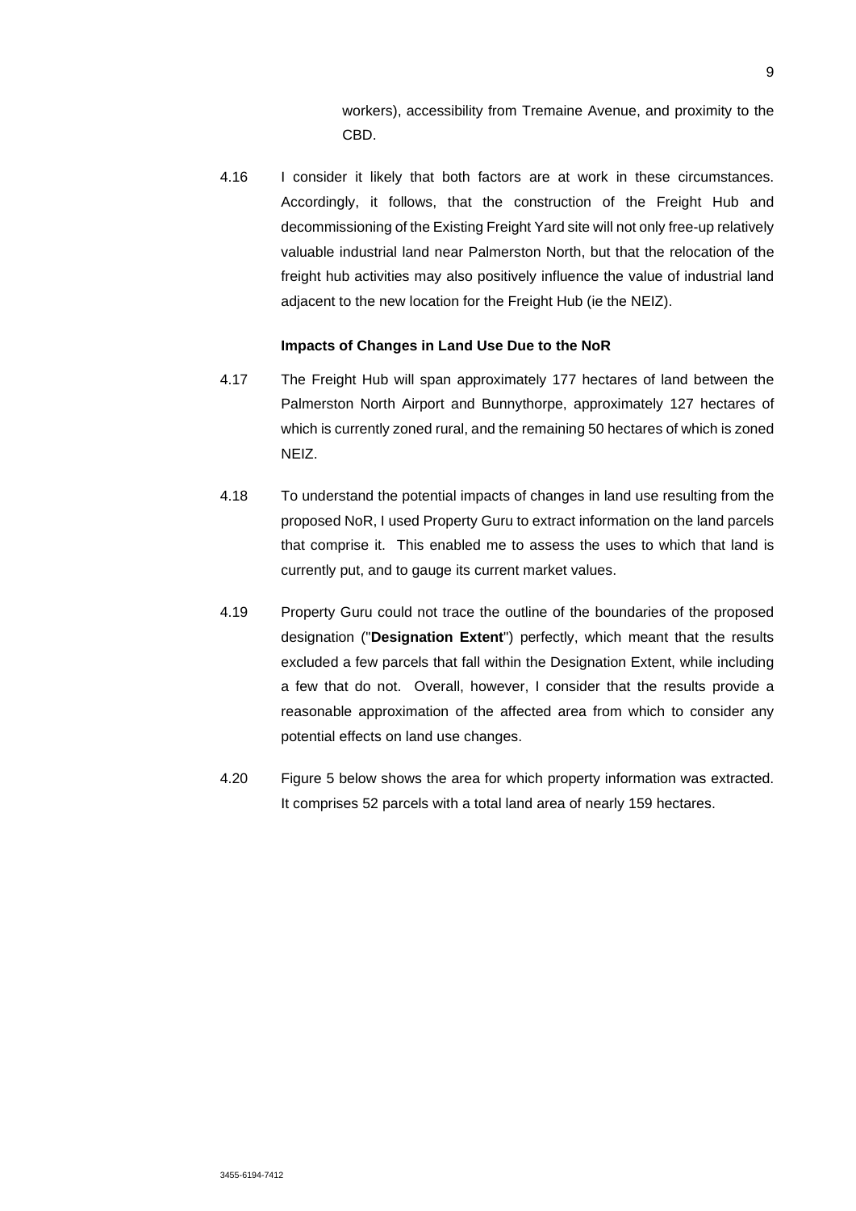workers), accessibility from Tremaine Avenue, and proximity to the CBD.

4.16 I consider it likely that both factors are at work in these circumstances. Accordingly, it follows, that the construction of the Freight Hub and decommissioning of the Existing Freight Yard site will not only free-up relatively valuable industrial land near Palmerston North, but that the relocation of the freight hub activities may also positively influence the value of industrial land adjacent to the new location for the Freight Hub (ie the NEIZ).

**Impacts of Changes in Land Use Due to the NoR**

4.17 The Freight Hub will span approximately 177 hectares of land between the Palmerston North Airport and Bunnythorpe, approximately 127 hectares of which is currently zoned rural, and the remaining 50 hectares of which is zoned NEIZ.

4.18 To understand the potential impacts of changes in land use resulting from the proposed NoR, I used Property Guru to extract information on the land parcels that comprise it. This enabled me to assess the uses to which that land is currently put, and to gauge its current market values.

4.19 Property Guru could not trace the outline of the boundaries of the proposed designation ("**Designation Extent**") perfectly, which meant that the results excluded a few parcels that fall within the Designation Extent, while including a few that do not. Overall, however, I consider that the results provide a reasonable approximation of the affected area from which to consider any potential effects on land use changes.

4.20 Figure 5 below shows the area for which property information was extracted. It comprises 52 parcels with a total land area of nearly 159 hectares.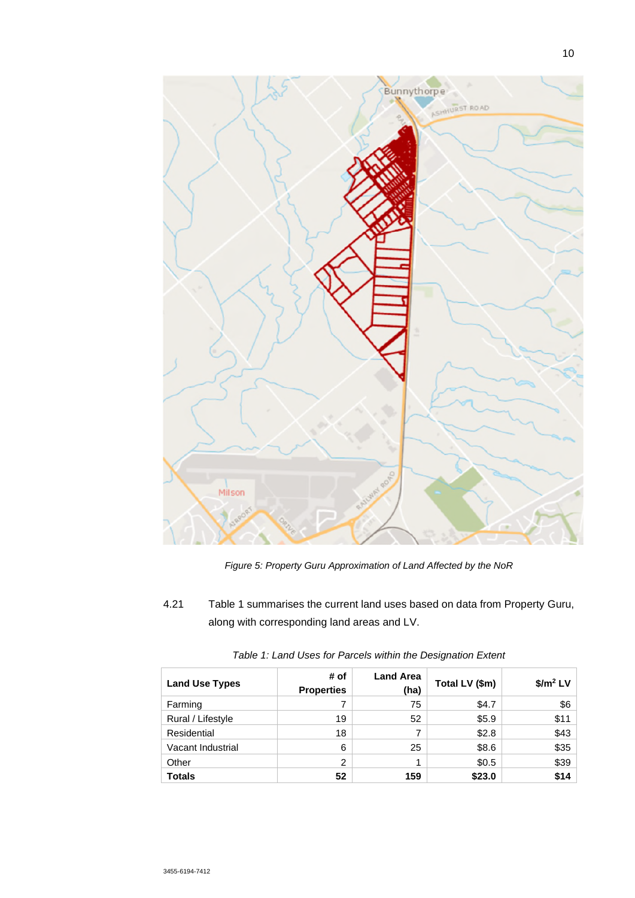*Figure 5: Property Guru Approximation of Land Affected by the NoR*

4.21 Table 1 summarises the current land uses based on data from Property Guru, along with corresponding land areas and LV.

*Table 1: Land Uses for Parcels within the Designation Extent*

| Land Use Types | # of Properties | Land Area (ha) | Total LV ($m) | $/m$^2$ LV |
|---|---|---|---|---|
| Farming | 7 | 75 | $4.7 | $6 |
| Rural / Lifestyle | 19 | 52 | $5.9 | $11 |
| Residential | 18 | 7 | $2.8 | $43 |
| Vacant Industrial | 6 | 25 | $8.6 | $35 |
| Other | 2 | 1 | $0.5 | $39 |
| **Totals** | **52** | **159** | **$23.0** | **$14** |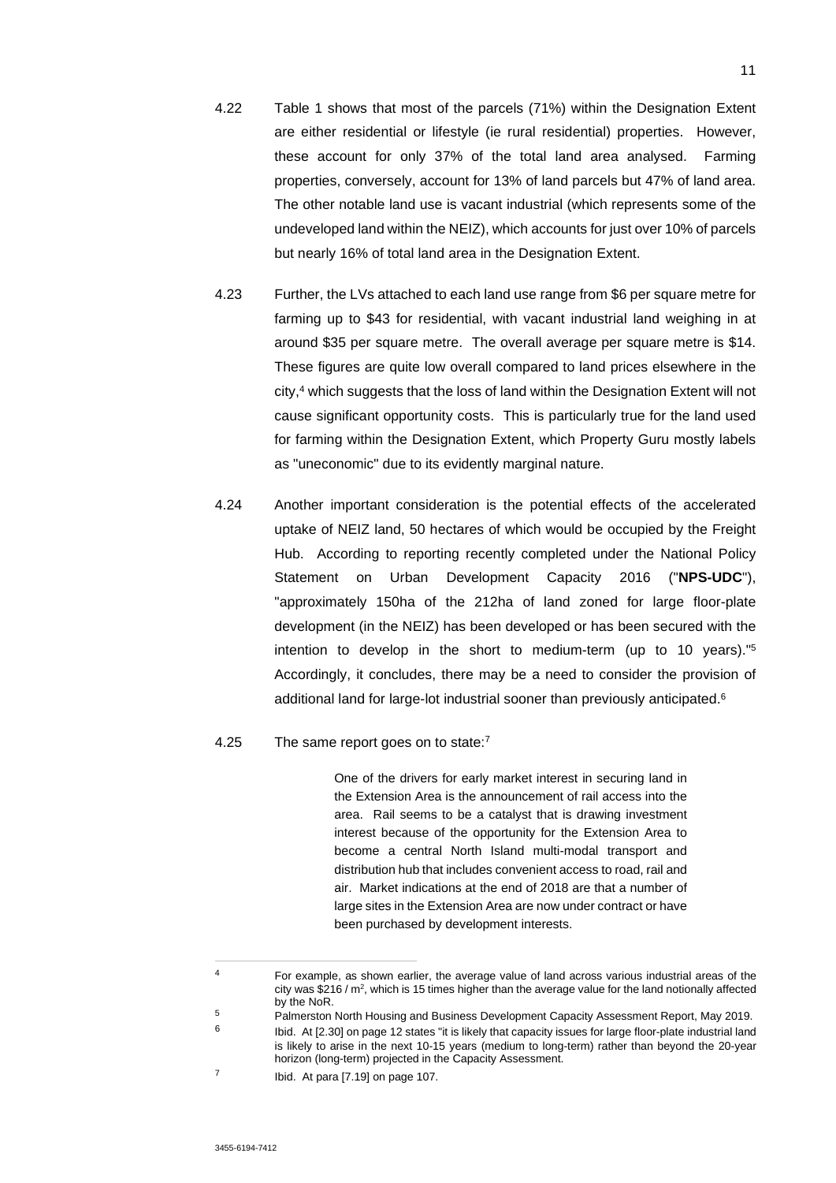4.22 Table 1 shows that most of the parcels (71%) within the Designation Extent are either residential or lifestyle (ie rural residential) properties. However, these account for only 37% of the total land area analysed. Farming properties, conversely, account for 13% of land parcels but 47% of land area. The other notable land use is vacant industrial (which represents some of the undeveloped land within the NEIZ), which accounts for just over 10% of parcels but nearly 16% of total land area in the Designation Extent.

4.23 Further, the LVs attached to each land use range from $6 per square metre for farming up to $43 for residential, with vacant industrial land weighing in at around $35 per square metre. The overall average per square metre is $14. These figures are quite low overall compared to land prices elsewhere in the city,[4] which suggests that the loss of land within the Designation Extent will not cause significant opportunity costs. This is particularly true for the land used for farming within the Designation Extent, which Property Guru mostly labels as "uneconomic" due to its evidently marginal nature.

4.24 Another important consideration is the potential effects of the accelerated uptake of NEIZ land, 50 hectares of which would be occupied by the Freight Hub. According to reporting recently completed under the National Policy Statement on Urban Development Capacity 2016 ("**NPS-UDC**"), "approximately 150ha of the 212ha of land zoned for large floor-plate development (in the NEIZ) has been developed or has been secured with the intention to develop in the short to medium-term (up to 10 years)."[5] Accordingly, it concludes, there may be a need to consider the provision of additional land for large-lot industrial sooner than previously anticipated.[6]

4.25 The same report goes on to state:[7]

> One of the drivers for early market interest in securing land in the Extension Area is the announcement of rail access into the area. Rail seems to be a catalyst that is drawing investment interest because of the opportunity for the Extension Area to become a central North Island multi-modal transport and distribution hub that includes convenient access to road, rail and air. Market indications at the end of 2018 are that a number of large sites in the Extension Area are now under contract or have been purchased by development interests.

---

[4] For example, as shown earlier, the average value of land across various industrial areas of the city was $216 / m$^2$, which is 15 times higher than the average value for the land notionally affected by the NoR.

[5] Palmerston North Housing and Business Development Capacity Assessment Report, May 2019.

[6] Ibid. At [2.30] on page 12 states "it is likely that capacity issues for large floor-plate industrial land is likely to arise in the next 10-15 years (medium to long-term) rather than beyond the 20-year horizon (long-term) projected in the Capacity Assessment.

[7] Ibid. At para [7.19] on page 107.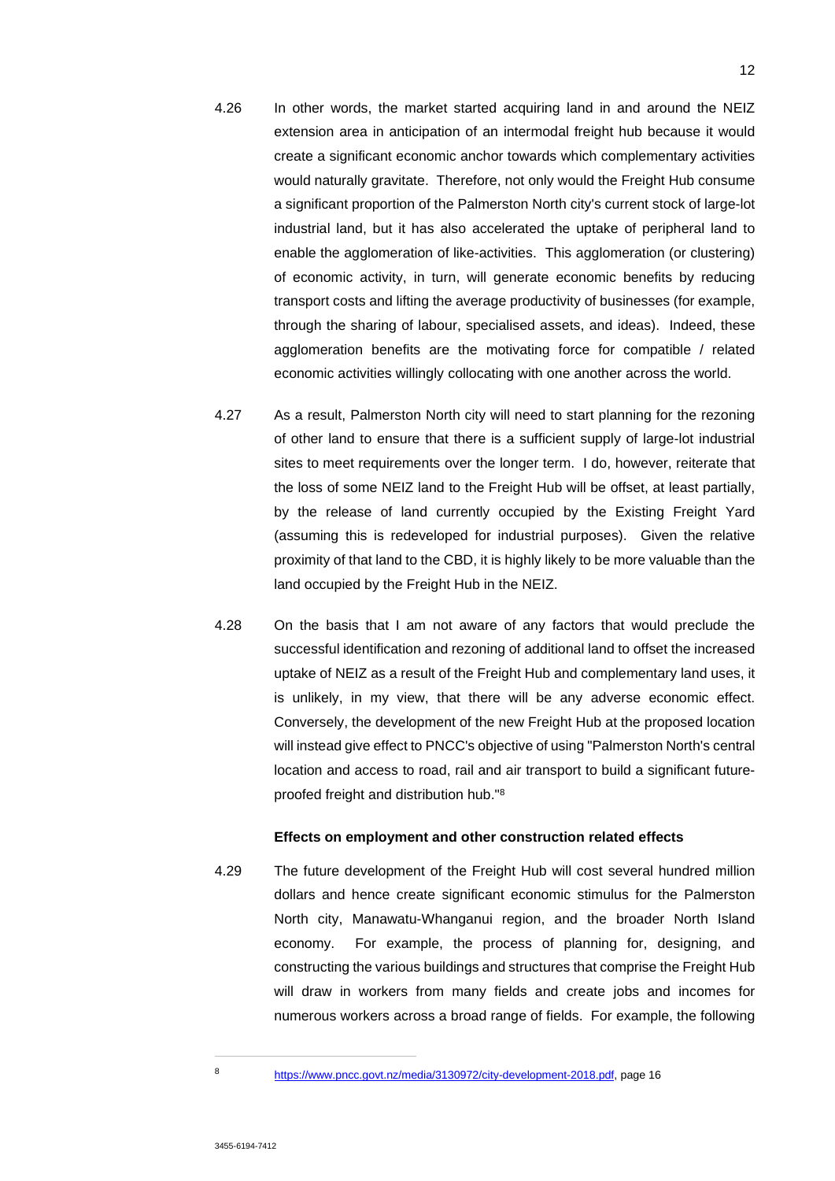4.26 In other words, the market started acquiring land in and around the NEIZ extension area in anticipation of an intermodal freight hub because it would create a significant economic anchor towards which complementary activities would naturally gravitate. Therefore, not only would the Freight Hub consume a significant proportion of the Palmerston North city's current stock of large-lot industrial land, but it has also accelerated the uptake of peripheral land to enable the agglomeration of like-activities. This agglomeration (or clustering) of economic activity, in turn, will generate economic benefits by reducing transport costs and lifting the average productivity of businesses (for example, through the sharing of labour, specialised assets, and ideas). Indeed, these agglomeration benefits are the motivating force for compatible / related economic activities willingly collocating with one another across the world.

4.27 As a result, Palmerston North city will need to start planning for the rezoning of other land to ensure that there is a sufficient supply of large-lot industrial sites to meet requirements over the longer term. I do, however, reiterate that the loss of some NEIZ land to the Freight Hub will be offset, at least partially, by the release of land currently occupied by the Existing Freight Yard (assuming this is redeveloped for industrial purposes). Given the relative proximity of that land to the CBD, it is highly likely to be more valuable than the land occupied by the Freight Hub in the NEIZ.

4.28 On the basis that I am not aware of any factors that would preclude the successful identification and rezoning of additional land to offset the increased uptake of NEIZ as a result of the Freight Hub and complementary land uses, it is unlikely, in my view, that there will be any adverse economic effect. Conversely, the development of the new Freight Hub at the proposed location will instead give effect to PNCC's objective of using "Palmerston North's central location and access to road, rail and air transport to build a significant future-proofed freight and distribution hub."[8]

**Effects on employment and other construction related effects**

4.29 The future development of the Freight Hub will cost several hundred million dollars and hence create significant economic stimulus for the Palmerston North city, Manawatu-Whanganui region, and the broader North Island economy. For example, the process of planning for, designing, and constructing the various buildings and structures that comprise the Freight Hub will draw in workers from many fields and create jobs and incomes for numerous workers across a broad range of fields. For example, the following

---

[8] https://www.pncc.govt.nz/media/3130972/city-development-2018.pdf, page 16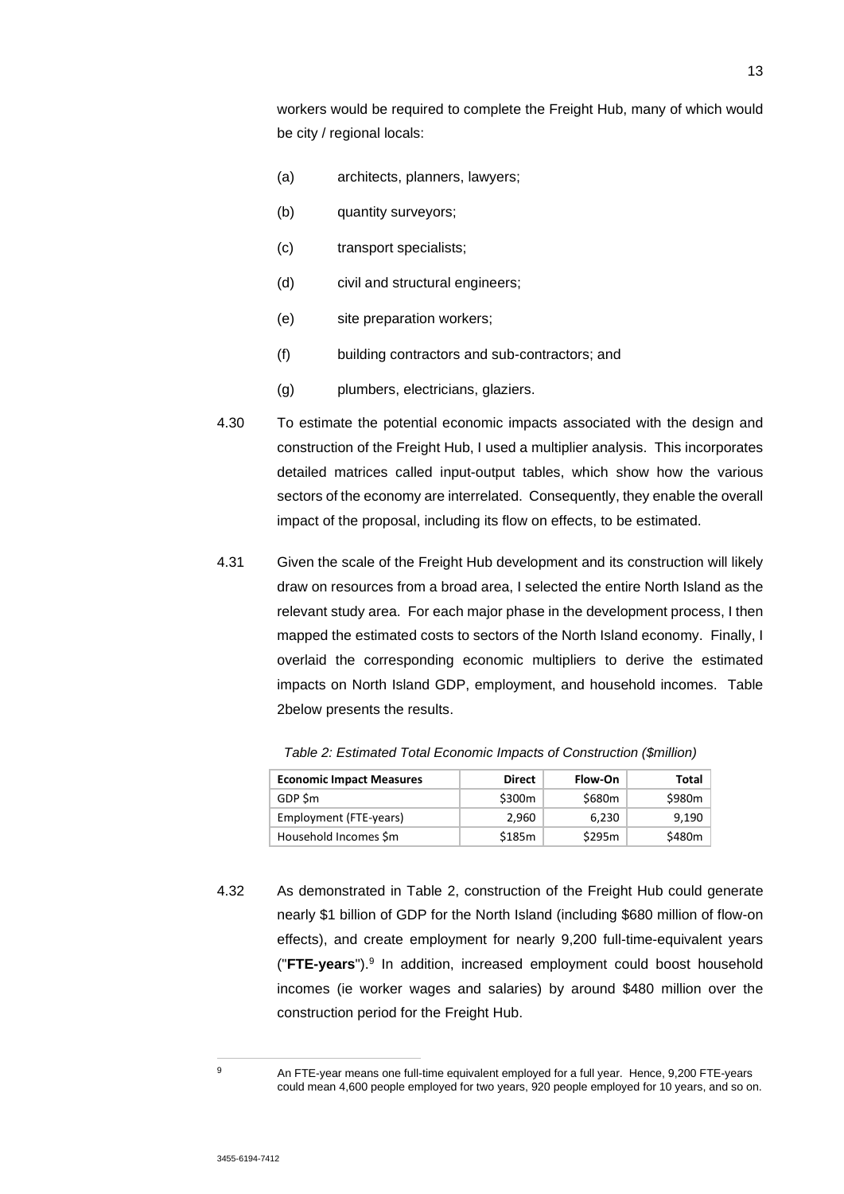workers would be required to complete the Freight Hub, many of which would be city / regional locals:

(a) architects, planners, lawyers;

(b) quantity surveyors;

(c) transport specialists;

(d) civil and structural engineers;

(e) site preparation workers;

(f) building contractors and sub-contractors; and

(g) plumbers, electricians, glaziers.

4.30 To estimate the potential economic impacts associated with the design and construction of the Freight Hub, I used a multiplier analysis. This incorporates detailed matrices called input-output tables, which show how the various sectors of the economy are interrelated. Consequently, they enable the overall impact of the proposal, including its flow on effects, to be estimated.

4.31 Given the scale of the Freight Hub development and its construction will likely draw on resources from a broad area, I selected the entire North Island as the relevant study area. For each major phase in the development process, I then mapped the estimated costs to sectors of the North Island economy. Finally, I overlaid the corresponding economic multipliers to derive the estimated impacts on North Island GDP, employment, and household incomes. Table 2below presents the results.

*Table 2: Estimated Total Economic Impacts of Construction ($million)*

| Economic Impact Measures | Direct | Flow-On | Total |
|---|---|---|---|
| GDP $m | $300m | $680m | $980m |
| Employment (FTE-years) | 2,960 | 6,230 | 9,190 |
| Household Incomes $m | $185m | $295m | $480m |

4.32 As demonstrated in Table 2, construction of the Freight Hub could generate nearly $1 billion of GDP for the North Island (including $680 million of flow-on effects), and create employment for nearly 9,200 full-time-equivalent years ("**FTE-years**").[9] In addition, increased employment could boost household incomes (ie worker wages and salaries) by around $480 million over the construction period for the Freight Hub.

[9] An FTE-year means one full-time equivalent employed for a full year. Hence, 9,200 FTE-years could mean 4,600 people employed for two years, 920 people employed for 10 years, and so on.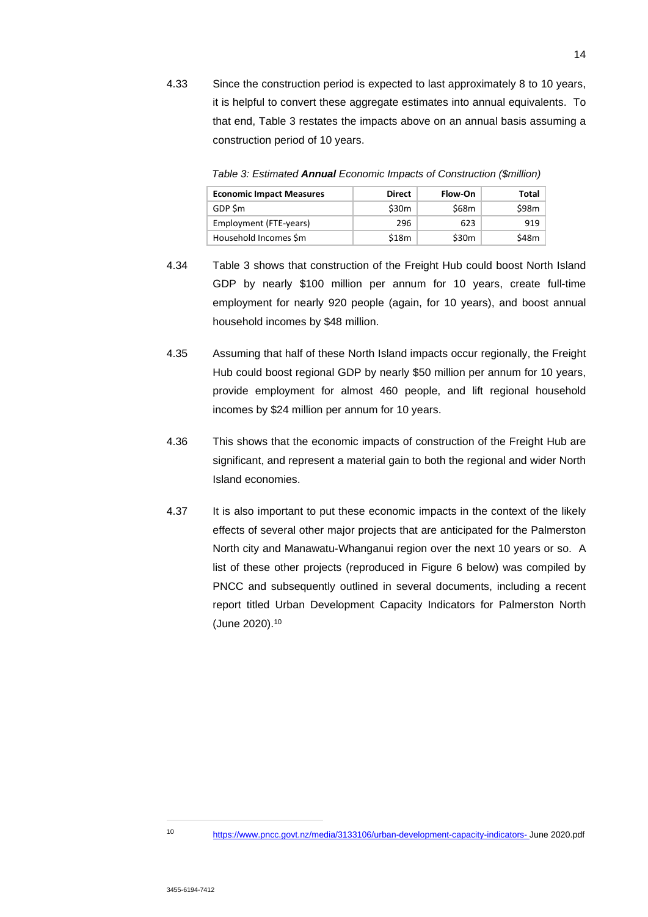4.33 Since the construction period is expected to last approximately 8 to 10 years, it is helpful to convert these aggregate estimates into annual equivalents. To that end, Table 3 restates the impacts above on an annual basis assuming a construction period of 10 years.

*Table 3: Estimated* ***Annual*** *Economic Impacts of Construction ($million)*

| Economic Impact Measures | Direct | Flow-On | Total |
|---|---|---|---|
| GDP $m | $30m | $68m | $98m |
| Employment (FTE-years) | 296 | 623 | 919 |
| Household Incomes $m | $18m | $30m | $48m |

4.34 Table 3 shows that construction of the Freight Hub could boost North Island GDP by nearly $100 million per annum for 10 years, create full-time employment for nearly 920 people (again, for 10 years), and boost annual household incomes by $48 million.

4.35 Assuming that half of these North Island impacts occur regionally, the Freight Hub could boost regional GDP by nearly $50 million per annum for 10 years, provide employment for almost 460 people, and lift regional household incomes by $24 million per annum for 10 years.

4.36 This shows that the economic impacts of construction of the Freight Hub are significant, and represent a material gain to both the regional and wider North Island economies.

4.37 It is also important to put these economic impacts in the context of the likely effects of several other major projects that are anticipated for the Palmerston North city and Manawatu-Whanganui region over the next 10 years or so. A list of these other projects (reproduced in Figure 6 below) was compiled by PNCC and subsequently outlined in several documents, including a recent report titled Urban Development Capacity Indicators for Palmerston North (June 2020).[10]

---

[10] https://www.pncc.govt.nz/media/3133106/urban-development-capacity-indicators- June 2020.pdf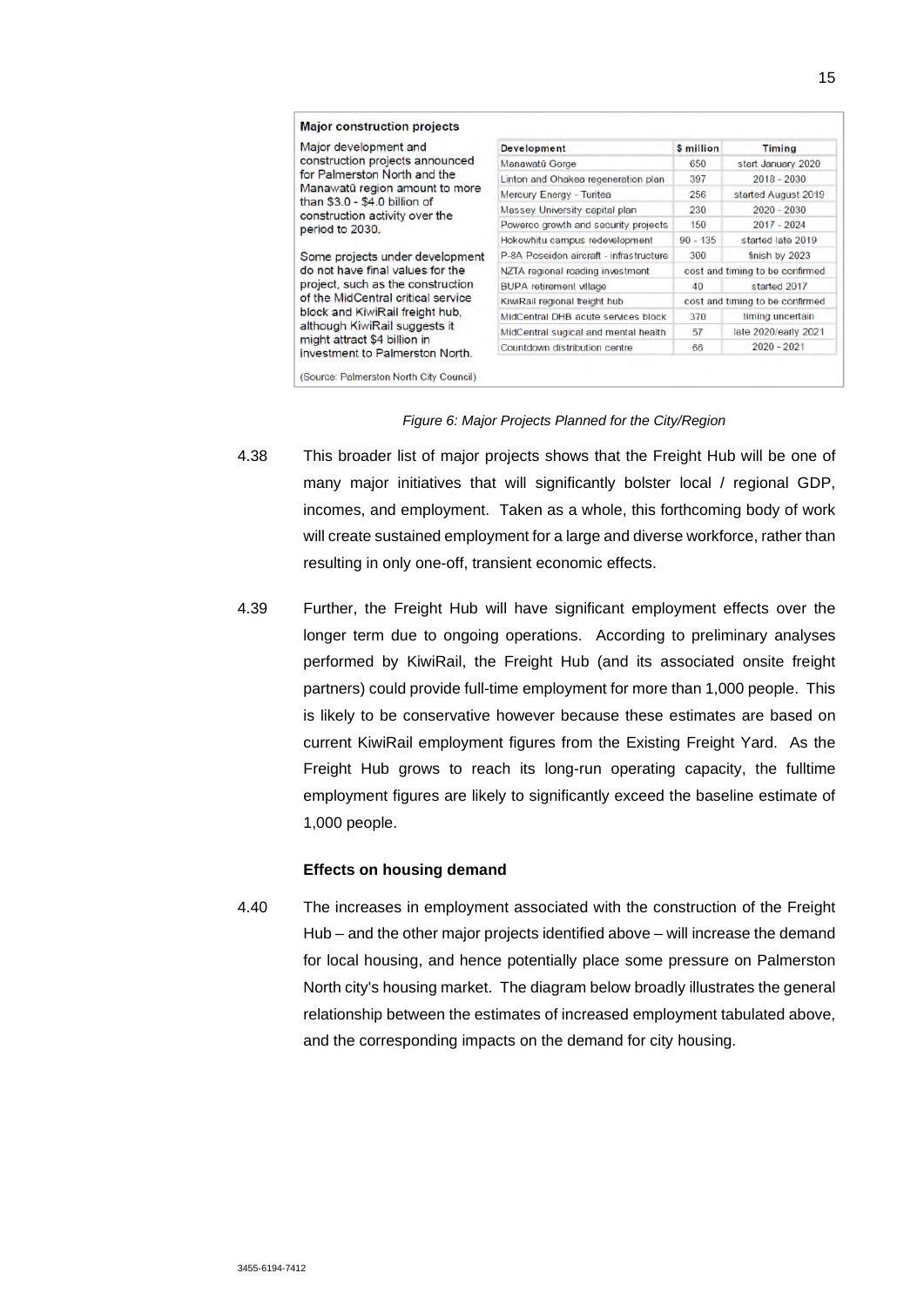**Major construction projects**

Major development and construction projects announced for Palmerston North and the Manawatū region amount to more than $3.0 - $4.0 billion of construction activity over the period to 2030.

Some projects under development do not have final values for the project, such as the construction of the MidCentral critical service block and KiwiRail freight hub, although KiwiRail suggests it might attract $4 billion in investment to Palmerston North.

| Development | $ million | Timing |
|---|---|---|
| Manawatū Gorge | 650 | start January 2020 |
| Linton and Ohakea regeneration plan | 397 | 2018 - 2030 |
| Mercury Energy - Turitea | 256 | started August 2019 |
| Massey University capital plan | 230 | 2020 - 2030 |
| Powerco growth and security projects | 150 | 2017 - 2024 |
| Hokowhitu campus redevelopment | 90 - 135 | started late 2019 |
| P-8A Poseidon aircraft - infrastructure | 300 | finish by 2023 |
| NZTA regional roading investment | cost and timing to be confirmed | |
| BUPA retirement village | 40 | started 2017 |
| KiwiRail regional freight hub | cost and timing to be confirmed | |
| MidCentral DHB acute services block | 370 | timing uncertain |
| MidCentral sugical and mental health | 57 | late 2020/early 2021 |
| Countdown distribution centre | 66 | 2020 - 2021 |

(Source: Palmerston North City Council)

*Figure 6: Major Projects Planned for the City/Region*

4.38 This broader list of major projects shows that the Freight Hub will be one of many major initiatives that will significantly bolster local / regional GDP, incomes, and employment. Taken as a whole, this forthcoming body of work will create sustained employment for a large and diverse workforce, rather than resulting in only one-off, transient economic effects.

4.39 Further, the Freight Hub will have significant employment effects over the longer term due to ongoing operations. According to preliminary analyses performed by KiwiRail, the Freight Hub (and its associated onsite freight partners) could provide full-time employment for more than 1,000 people. This is likely to be conservative however because these estimates are based on current KiwiRail employment figures from the Existing Freight Yard. As the Freight Hub grows to reach its long-run operating capacity, the fulltime employment figures are likely to significantly exceed the baseline estimate of 1,000 people.

**Effects on housing demand**

4.40 The increases in employment associated with the construction of the Freight Hub – and the other major projects identified above – will increase the demand for local housing, and hence potentially place some pressure on Palmerston North city's housing market. The diagram below broadly illustrates the general relationship between the estimates of increased employment tabulated above, and the corresponding impacts on the demand for city housing.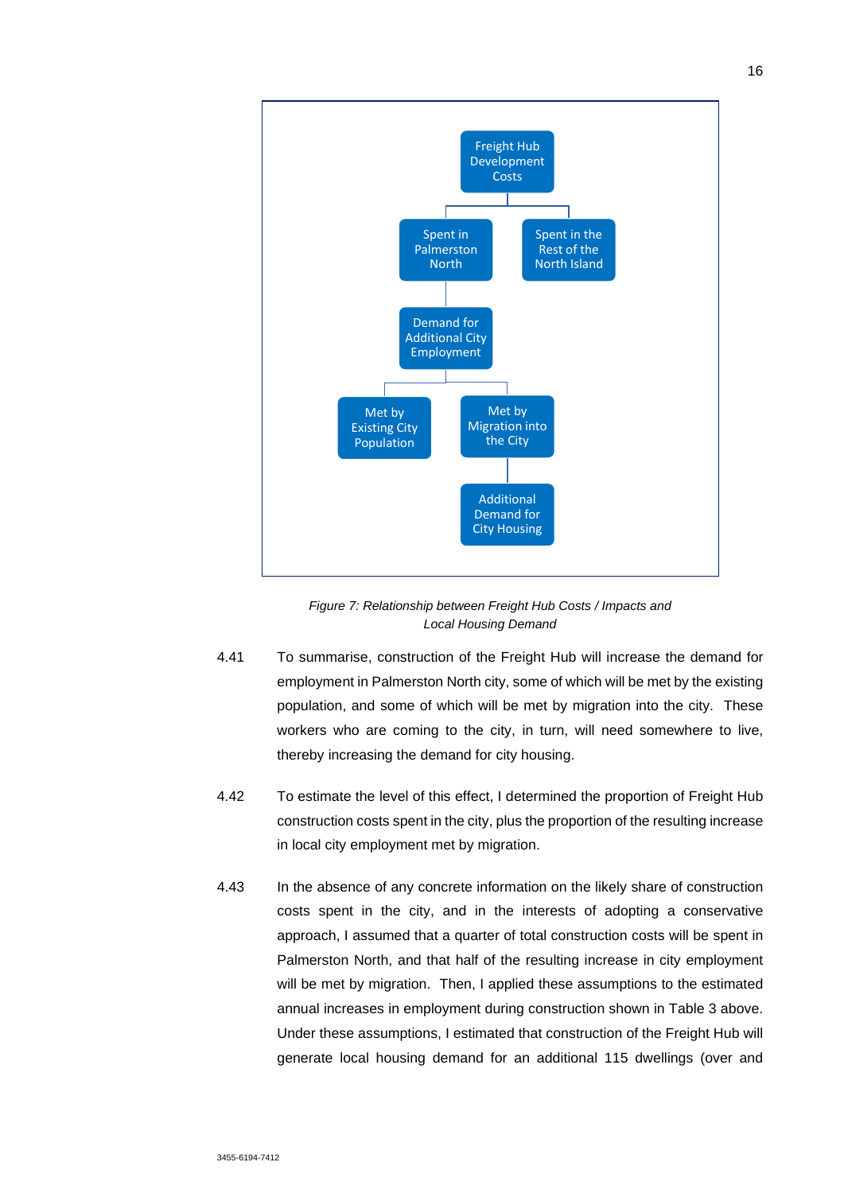Freight Hub Development Costs

- Spent in Palmerston North
  - Demand for Additional City Employment
    - Met by Existing City Population
    - Met by Migration into the City
      - Additional Demand for City Housing
- Spent in the Rest of the North Island

*Figure 7: Relationship between Freight Hub Costs / Impacts and Local Housing Demand*

4.41 To summarise, construction of the Freight Hub will increase the demand for employment in Palmerston North city, some of which will be met by the existing population, and some of which will be met by migration into the city. These workers who are coming to the city, in turn, will need somewhere to live, thereby increasing the demand for city housing.

4.42 To estimate the level of this effect, I determined the proportion of Freight Hub construction costs spent in the city, plus the proportion of the resulting increase in local city employment met by migration.

4.43 In the absence of any concrete information on the likely share of construction costs spent in the city, and in the interests of adopting a conservative approach, I assumed that a quarter of total construction costs will be spent in Palmerston North, and that half of the resulting increase in city employment will be met by migration. Then, I applied these assumptions to the estimated annual increases in employment during construction shown in Table 3 above. Under these assumptions, I estimated that construction of the Freight Hub will generate local housing demand for an additional 115 dwellings (over and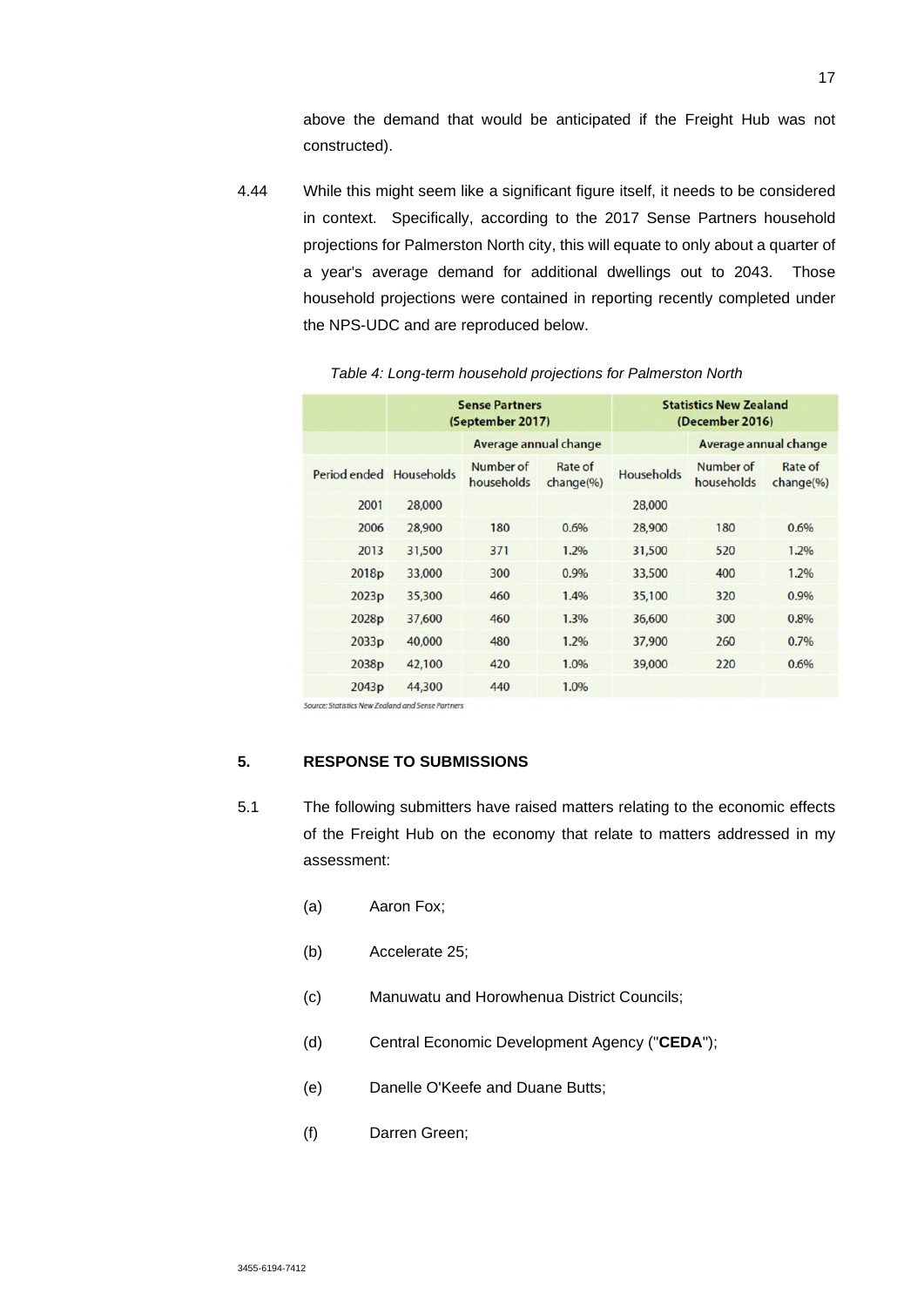above the demand that would be anticipated if the Freight Hub was not constructed).

4.44 While this might seem like a significant figure itself, it needs to be considered in context. Specifically, according to the 2017 Sense Partners household projections for Palmerston North city, this will equate to only about a quarter of a year's average demand for additional dwellings out to 2043. Those household projections were contained in reporting recently completed under the NPS-UDC and are reproduced below.

*Table 4: Long-term household projections for Palmerston North*

| | Sense Partners (September 2017) | | | Statistics New Zealand (December 2016) | | |
|---|---|---|---|---|---|---|
| | | Average annual change | | | Average annual change | |
| Period ended | Households | Number of households | Rate of change(%) | Households | Number of households | Rate of change(%) |
| 2001 | 28,000 | | | 28,000 | | |
| 2006 | 28,900 | 180 | 0.6% | 28,900 | 180 | 0.6% |
| 2013 | 31,500 | 371 | 1.2% | 31,500 | 520 | 1.2% |
| 2018p | 33,000 | 300 | 0.9% | 33,500 | 400 | 1.2% |
| 2023p | 35,300 | 460 | 1.4% | 35,100 | 320 | 0.9% |
| 2028p | 37,600 | 460 | 1.3% | 36,600 | 300 | 0.8% |
| 2033p | 40,000 | 480 | 1.2% | 37,900 | 260 | 0.7% |
| 2038p | 42,100 | 420 | 1.0% | 39,000 | 220 | 0.6% |
| 2043p | 44,300 | 440 | 1.0% | | | |

Source: Statistics New Zealand and Sense Partners

## 5. RESPONSE TO SUBMISSIONS

5.1 The following submitters have raised matters relating to the economic effects of the Freight Hub on the economy that relate to matters addressed in my assessment:

(a) Aaron Fox;

(b) Accelerate 25;

(c) Manuwatu and Horowhenua District Councils;

(d) Central Economic Development Agency ("**CEDA**");

(e) Danelle O'Keefe and Duane Butts;

(f) Darren Green;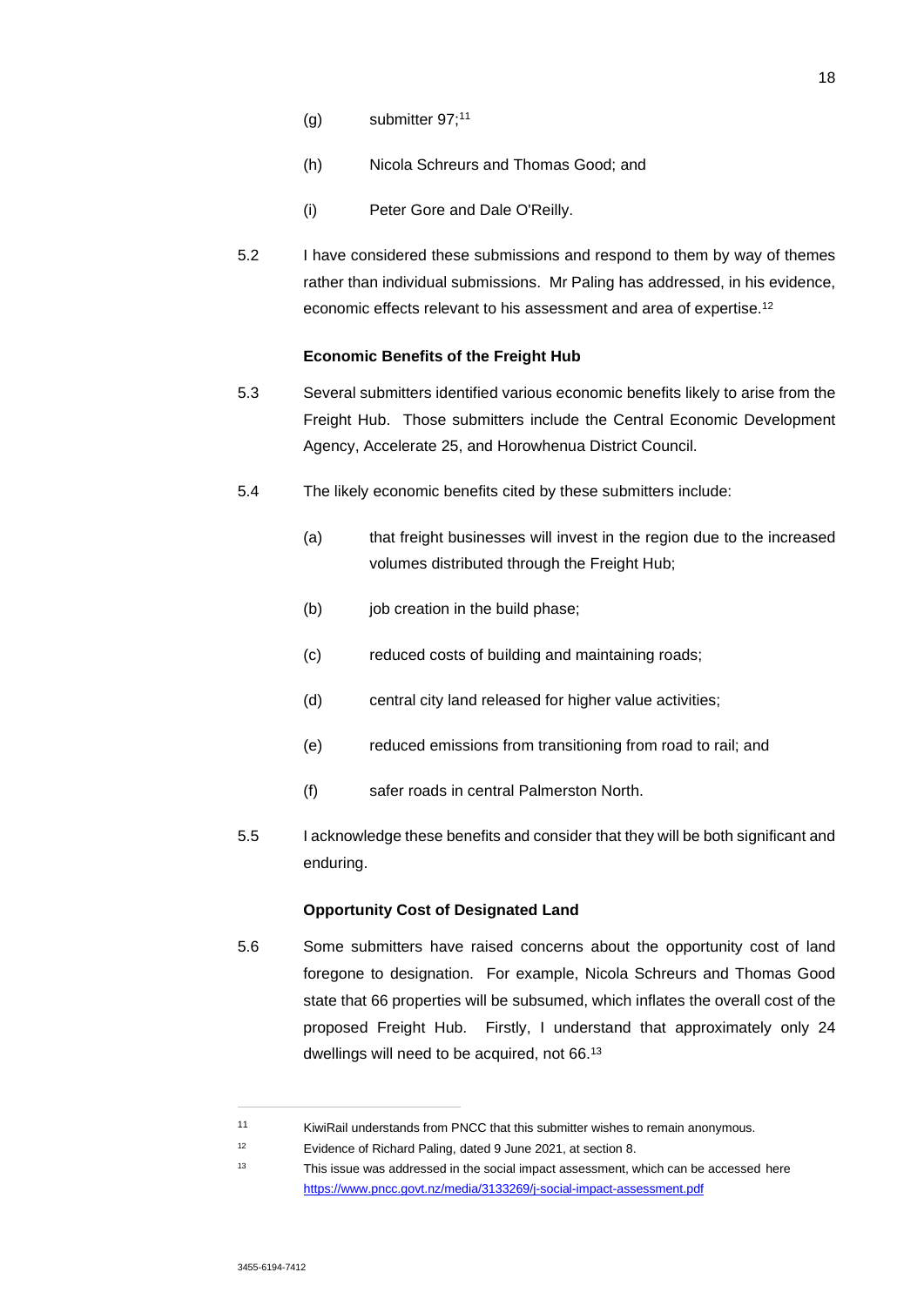(g) submitter 97;[11]

(h) Nicola Schreurs and Thomas Good; and

(i) Peter Gore and Dale O'Reilly.

5.2 I have considered these submissions and respond to them by way of themes rather than individual submissions. Mr Paling has addressed, in his evidence, economic effects relevant to his assessment and area of expertise.[12]

**Economic Benefits of the Freight Hub**

5.3 Several submitters identified various economic benefits likely to arise from the Freight Hub. Those submitters include the Central Economic Development Agency, Accelerate 25, and Horowhenua District Council.

5.4 The likely economic benefits cited by these submitters include:

(a) that freight businesses will invest in the region due to the increased volumes distributed through the Freight Hub;

(b) job creation in the build phase;

(c) reduced costs of building and maintaining roads;

(d) central city land released for higher value activities;

(e) reduced emissions from transitioning from road to rail; and

(f) safer roads in central Palmerston North.

5.5 I acknowledge these benefits and consider that they will be both significant and enduring.

**Opportunity Cost of Designated Land**

5.6 Some submitters have raised concerns about the opportunity cost of land foregone to designation. For example, Nicola Schreurs and Thomas Good state that 66 properties will be subsumed, which inflates the overall cost of the proposed Freight Hub. Firstly, I understand that approximately only 24 dwellings will need to be acquired, not 66.[13]

---

[11] KiwiRail understands from PNCC that this submitter wishes to remain anonymous.

[12] Evidence of Richard Paling, dated 9 June 2021, at section 8.

[13] This issue was addressed in the social impact assessment, which can be accessed here https://www.pncc.govt.nz/media/3133269/j-social-impact-assessment.pdf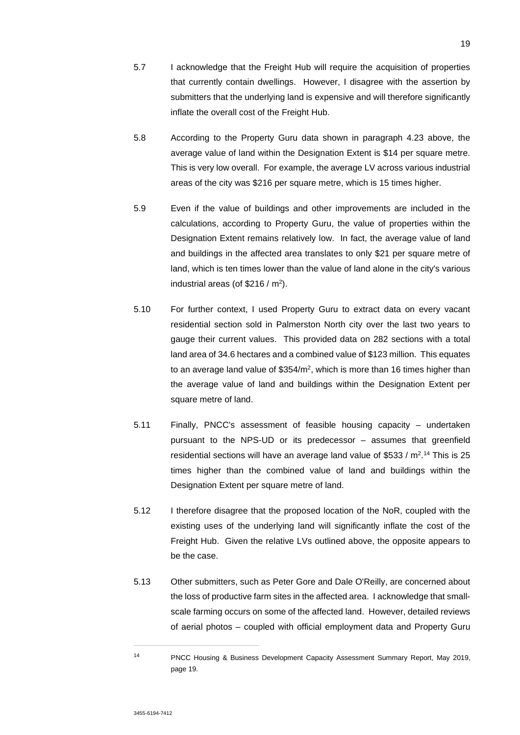5.7 I acknowledge that the Freight Hub will require the acquisition of properties that currently contain dwellings. However, I disagree with the assertion by submitters that the underlying land is expensive and will therefore significantly inflate the overall cost of the Freight Hub.

5.8 According to the Property Guru data shown in paragraph 4.23 above, the average value of land within the Designation Extent is $14 per square metre. This is very low overall. For example, the average LV across various industrial areas of the city was $216 per square metre, which is 15 times higher.

5.9 Even if the value of buildings and other improvements are included in the calculations, according to Property Guru, the value of properties within the Designation Extent remains relatively low. In fact, the average value of land and buildings in the affected area translates to only $21 per square metre of land, which is ten times lower than the value of land alone in the city's various industrial areas (of $216 / m$^2$).

5.10 For further context, I used Property Guru to extract data on every vacant residential section sold in Palmerston North city over the last two years to gauge their current values. This provided data on 282 sections with a total land area of 34.6 hectares and a combined value of $123 million. This equates to an average land value of $354/m$^2$, which is more than 16 times higher than the average value of land and buildings within the Designation Extent per square metre of land.

5.11 Finally, PNCC's assessment of feasible housing capacity – undertaken pursuant to the NPS-UD or its predecessor – assumes that greenfield residential sections will have an average land value of $533 / m$^2$.[14] This is 25 times higher than the combined value of land and buildings within the Designation Extent per square metre of land.

5.12 I therefore disagree that the proposed location of the NoR, coupled with the existing uses of the underlying land will significantly inflate the cost of the Freight Hub. Given the relative LVs outlined above, the opposite appears to be the case.

5.13 Other submitters, such as Peter Gore and Dale O'Reilly, are concerned about the loss of productive farm sites in the affected area. I acknowledge that small-scale farming occurs on some of the affected land. However, detailed reviews of aerial photos – coupled with official employment data and Property Guru

---

[14] PNCC Housing & Business Development Capacity Assessment Summary Report, May 2019, page 19.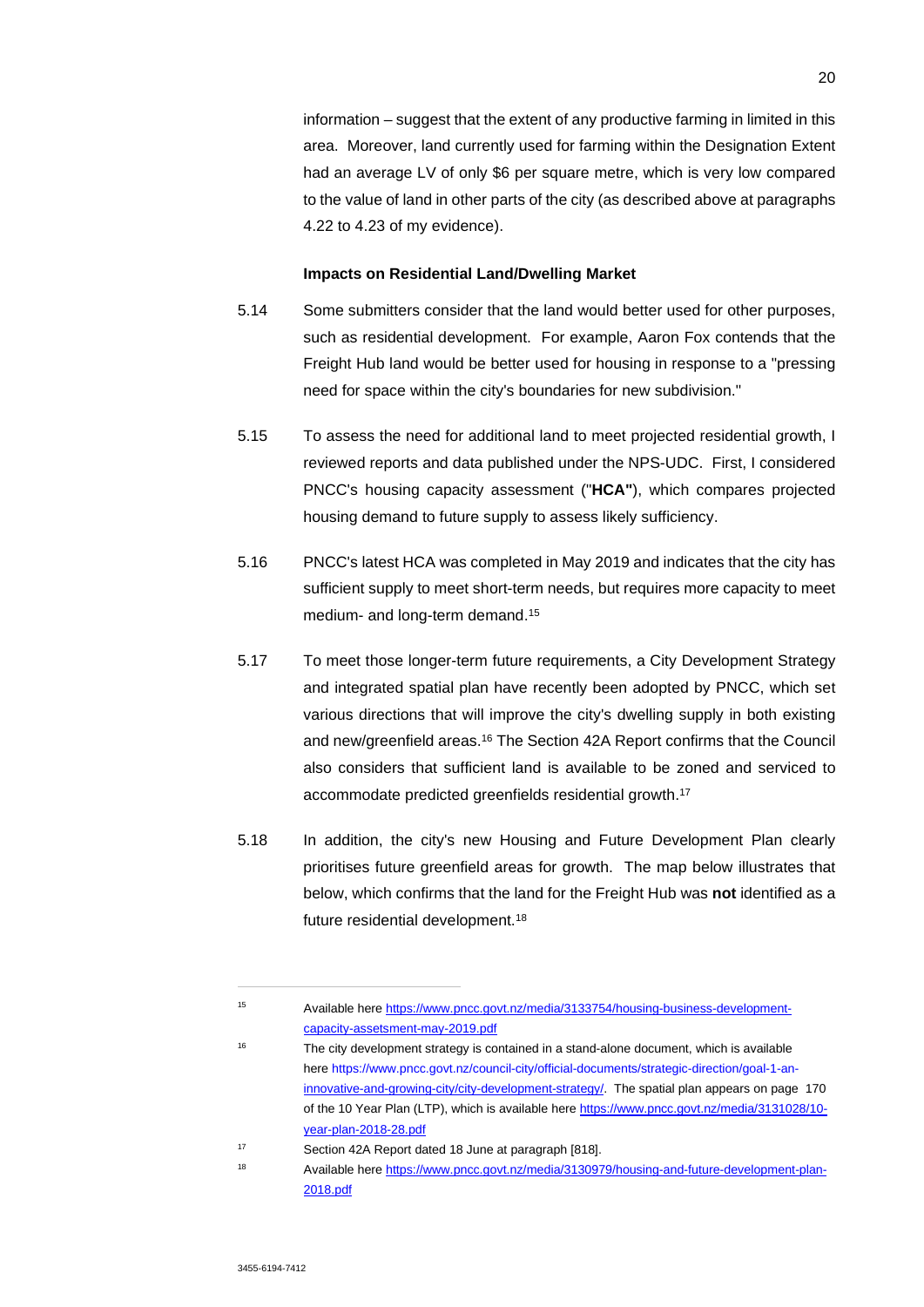information – suggest that the extent of any productive farming in limited in this area. Moreover, land currently used for farming within the Designation Extent had an average LV of only $6 per square metre, which is very low compared to the value of land in other parts of the city (as described above at paragraphs 4.22 to 4.23 of my evidence).

**Impacts on Residential Land/Dwelling Market**

5.14 Some submitters consider that the land would better used for other purposes, such as residential development. For example, Aaron Fox contends that the Freight Hub land would be better used for housing in response to a "pressing need for space within the city's boundaries for new subdivision."

5.15 To assess the need for additional land to meet projected residential growth, I reviewed reports and data published under the NPS-UDC. First, I considered PNCC's housing capacity assessment ("**HCA"**), which compares projected housing demand to future supply to assess likely sufficiency.

5.16 PNCC's latest HCA was completed in May 2019 and indicates that the city has sufficient supply to meet short-term needs, but requires more capacity to meet medium- and long-term demand.[15]

5.17 To meet those longer-term future requirements, a City Development Strategy and integrated spatial plan have recently been adopted by PNCC, which set various directions that will improve the city's dwelling supply in both existing and new/greenfield areas.[16] The Section 42A Report confirms that the Council also considers that sufficient land is available to be zoned and serviced to accommodate predicted greenfields residential growth.[17]

5.18 In addition, the city's new Housing and Future Development Plan clearly prioritises future greenfield areas for growth. The map below illustrates that below, which confirms that the land for the Freight Hub was **not** identified as a future residential development.[18]

---

[15] Available here https://www.pncc.govt.nz/media/3133754/housing-business-development-capacity-assetsment-may-2019.pdf

[16] The city development strategy is contained in a stand-alone document, which is available here https://www.pncc.govt.nz/council-city/official-documents/strategic-direction/goal-1-an-innovative-and-growing-city/city-development-strategy/. The spatial plan appears on page 170 of the 10 Year Plan (LTP), which is available here https://www.pncc.govt.nz/media/3131028/10-year-plan-2018-28.pdf

[17] Section 42A Report dated 18 June at paragraph [818].

[18] Available here https://www.pncc.govt.nz/media/3130979/housing-and-future-development-plan-2018.pdf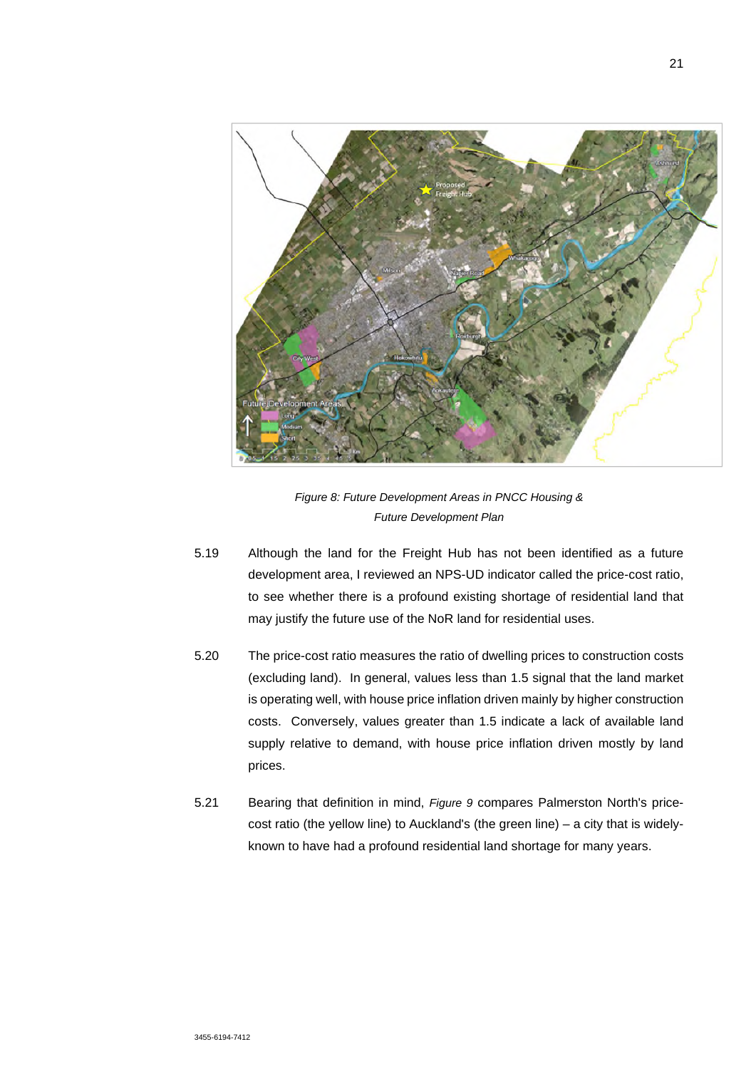*Figure 8: Future Development Areas in PNCC Housing & Future Development Plan*

5.19 Although the land for the Freight Hub has not been identified as a future development area, I reviewed an NPS-UD indicator called the price-cost ratio, to see whether there is a profound existing shortage of residential land that may justify the future use of the NoR land for residential uses.

5.20 The price-cost ratio measures the ratio of dwelling prices to construction costs (excluding land). In general, values less than 1.5 signal that the land market is operating well, with house price inflation driven mainly by higher construction costs. Conversely, values greater than 1.5 indicate a lack of available land supply relative to demand, with house price inflation driven mostly by land prices.

5.21 Bearing that definition in mind, *Figure 9* compares Palmerston North's price-cost ratio (the yellow line) to Auckland's (the green line) – a city that is widely-known to have had a profound residential land shortage for many years.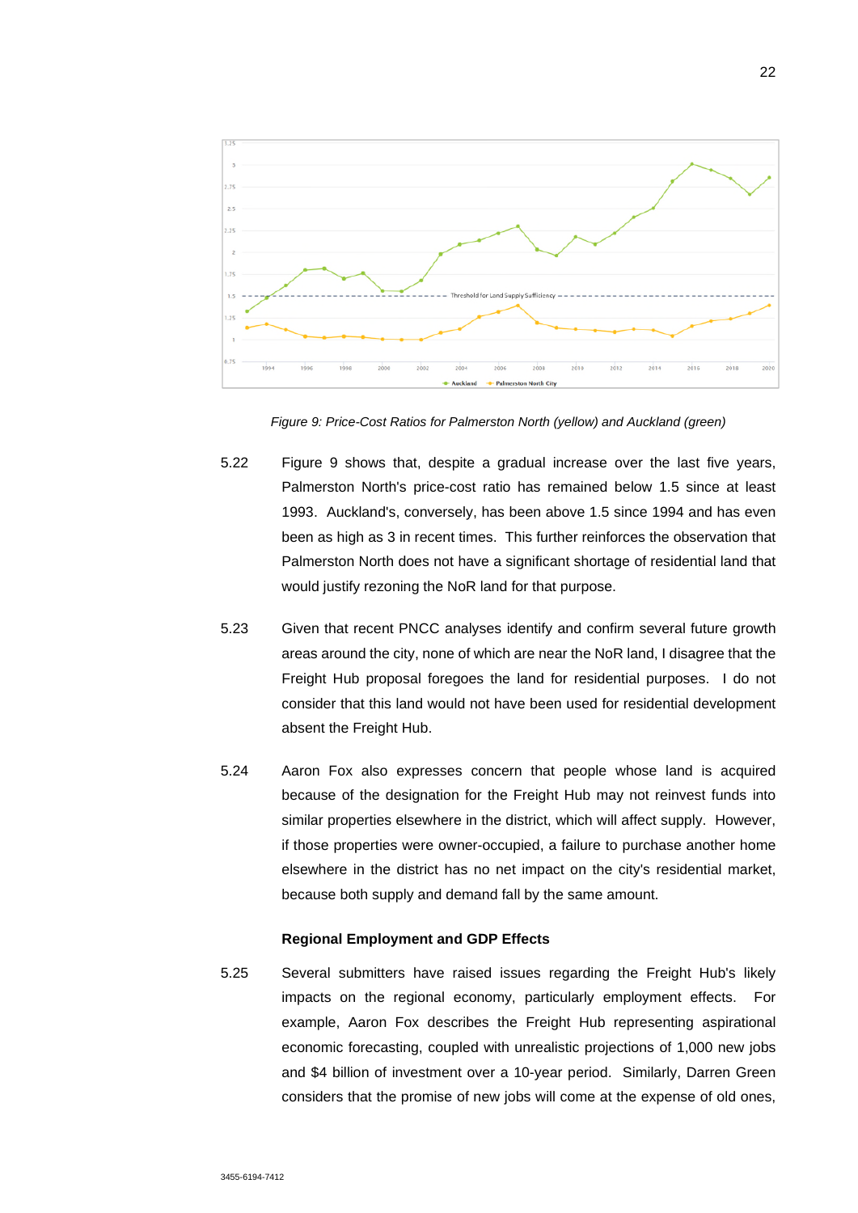*Figure 9: Price-Cost Ratios for Palmerston North (yellow) and Auckland (green)*

5.22 Figure 9 shows that, despite a gradual increase over the last five years, Palmerston North's price-cost ratio has remained below 1.5 since at least 1993. Auckland's, conversely, has been above 1.5 since 1994 and has even been as high as 3 in recent times. This further reinforces the observation that Palmerston North does not have a significant shortage of residential land that would justify rezoning the NoR land for that purpose.

5.23 Given that recent PNCC analyses identify and confirm several future growth areas around the city, none of which are near the NoR land, I disagree that the Freight Hub proposal foregoes the land for residential purposes. I do not consider that this land would not have been used for residential development absent the Freight Hub.

5.24 Aaron Fox also expresses concern that people whose land is acquired because of the designation for the Freight Hub may not reinvest funds into similar properties elsewhere in the district, which will affect supply. However, if those properties were owner-occupied, a failure to purchase another home elsewhere in the district has no net impact on the city's residential market, because both supply and demand fall by the same amount.

**Regional Employment and GDP Effects**

5.25 Several submitters have raised issues regarding the Freight Hub's likely impacts on the regional economy, particularly employment effects. For example, Aaron Fox describes the Freight Hub representing aspirational economic forecasting, coupled with unrealistic projections of 1,000 new jobs and $4 billion of investment over a 10-year period. Similarly, Darren Green considers that the promise of new jobs will come at the expense of old ones,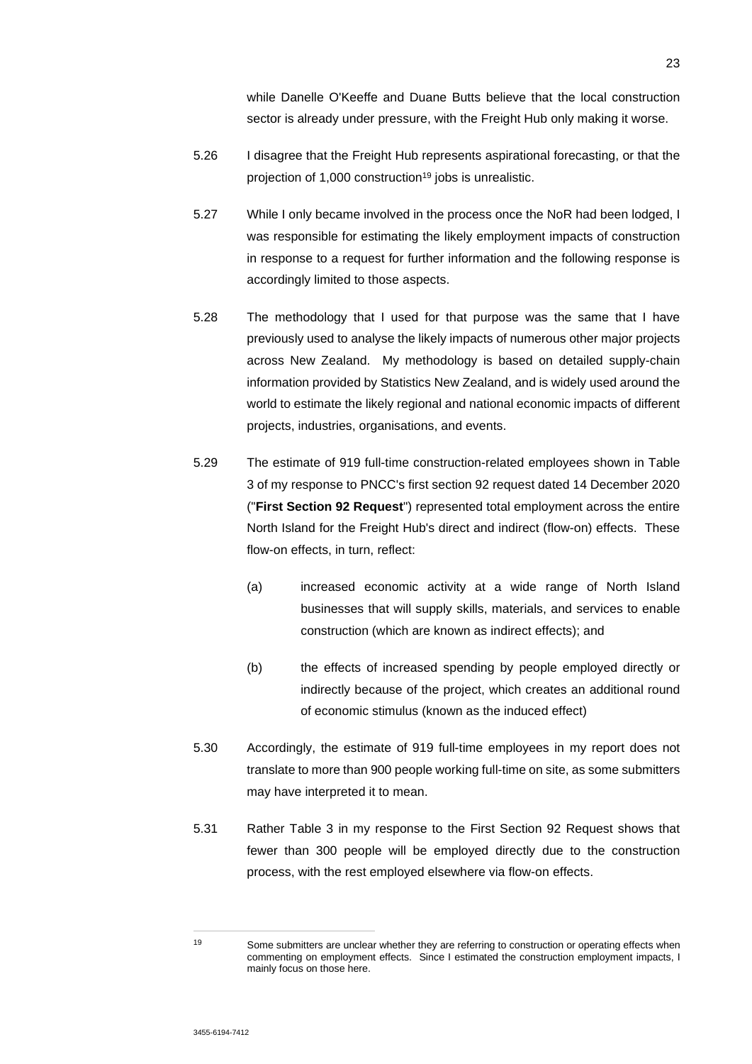while Danelle O'Keeffe and Duane Butts believe that the local construction sector is already under pressure, with the Freight Hub only making it worse.

5.26 I disagree that the Freight Hub represents aspirational forecasting, or that the projection of 1,000 construction[19] jobs is unrealistic.

5.27 While I only became involved in the process once the NoR had been lodged, I was responsible for estimating the likely employment impacts of construction in response to a request for further information and the following response is accordingly limited to those aspects.

5.28 The methodology that I used for that purpose was the same that I have previously used to analyse the likely impacts of numerous other major projects across New Zealand. My methodology is based on detailed supply-chain information provided by Statistics New Zealand, and is widely used around the world to estimate the likely regional and national economic impacts of different projects, industries, organisations, and events.

5.29 The estimate of 919 full-time construction-related employees shown in Table 3 of my response to PNCC's first section 92 request dated 14 December 2020 ("**First Section 92 Request**") represented total employment across the entire North Island for the Freight Hub's direct and indirect (flow-on) effects. These flow-on effects, in turn, reflect:

(a) increased economic activity at a wide range of North Island businesses that will supply skills, materials, and services to enable construction (which are known as indirect effects); and

(b) the effects of increased spending by people employed directly or indirectly because of the project, which creates an additional round of economic stimulus (known as the induced effect)

5.30 Accordingly, the estimate of 919 full-time employees in my report does not translate to more than 900 people working full-time on site, as some submitters may have interpreted it to mean.

5.31 Rather Table 3 in my response to the First Section 92 Request shows that fewer than 300 people will be employed directly due to the construction process, with the rest employed elsewhere via flow-on effects.

---

[19] Some submitters are unclear whether they are referring to construction or operating effects when commenting on employment effects. Since I estimated the construction employment impacts, I mainly focus on those here.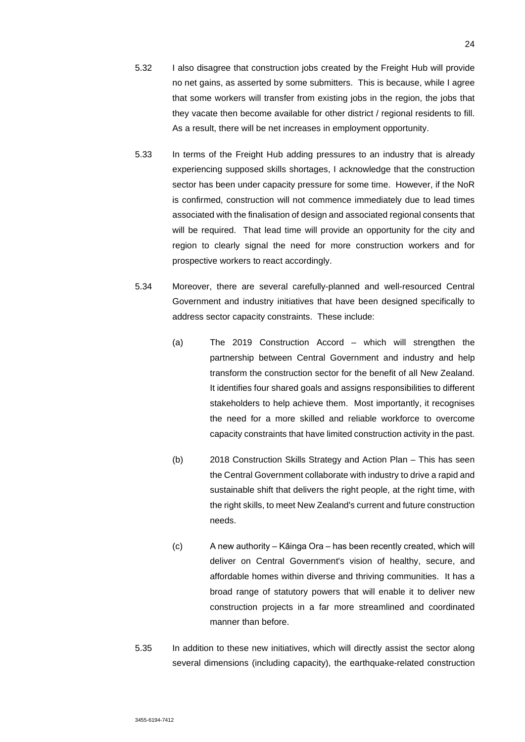5.32 I also disagree that construction jobs created by the Freight Hub will provide no net gains, as asserted by some submitters. This is because, while I agree that some workers will transfer from existing jobs in the region, the jobs that they vacate then become available for other district / regional residents to fill. As a result, there will be net increases in employment opportunity.

5.33 In terms of the Freight Hub adding pressures to an industry that is already experiencing supposed skills shortages, I acknowledge that the construction sector has been under capacity pressure for some time. However, if the NoR is confirmed, construction will not commence immediately due to lead times associated with the finalisation of design and associated regional consents that will be required. That lead time will provide an opportunity for the city and region to clearly signal the need for more construction workers and for prospective workers to react accordingly.

5.34 Moreover, there are several carefully-planned and well-resourced Central Government and industry initiatives that have been designed specifically to address sector capacity constraints. These include:

(a) The 2019 Construction Accord – which will strengthen the partnership between Central Government and industry and help transform the construction sector for the benefit of all New Zealand. It identifies four shared goals and assigns responsibilities to different stakeholders to help achieve them. Most importantly, it recognises the need for a more skilled and reliable workforce to overcome capacity constraints that have limited construction activity in the past.

(b) 2018 Construction Skills Strategy and Action Plan – This has seen the Central Government collaborate with industry to drive a rapid and sustainable shift that delivers the right people, at the right time, with the right skills, to meet New Zealand's current and future construction needs.

(c) A new authority – Kāinga Ora – has been recently created, which will deliver on Central Government's vision of healthy, secure, and affordable homes within diverse and thriving communities. It has a broad range of statutory powers that will enable it to deliver new construction projects in a far more streamlined and coordinated manner than before.

5.35 In addition to these new initiatives, which will directly assist the sector along several dimensions (including capacity), the earthquake-related construction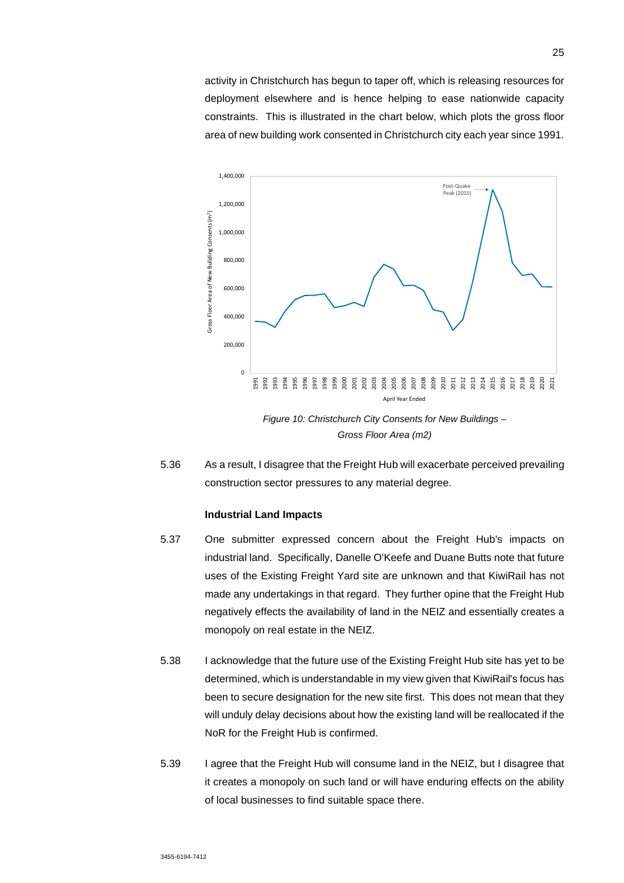activity in Christchurch has begun to taper off, which is releasing resources for deployment elsewhere and is hence helping to ease nationwide capacity constraints. This is illustrated in the chart below, which plots the gross floor area of new building work consented in Christchurch city each year since 1991.

*Figure 10: Christchurch City Consents for New Buildings – Gross Floor Area (m2)*

5.36 As a result, I disagree that the Freight Hub will exacerbate perceived prevailing construction sector pressures to any material degree.

**Industrial Land Impacts**

5.37 One submitter expressed concern about the Freight Hub's impacts on industrial land. Specifically, Danelle O'Keefe and Duane Butts note that future uses of the Existing Freight Yard site are unknown and that KiwiRail has not made any undertakings in that regard. They further opine that the Freight Hub negatively effects the availability of land in the NEIZ and essentially creates a monopoly on real estate in the NEIZ.

5.38 I acknowledge that the future use of the Existing Freight Hub site has yet to be determined, which is understandable in my view given that KiwiRail's focus has been to secure designation for the new site first. This does not mean that they will unduly delay decisions about how the existing land will be reallocated if the NoR for the Freight Hub is confirmed.

5.39 I agree that the Freight Hub will consume land in the NEIZ, but I disagree that it creates a monopoly on such land or will have enduring effects on the ability of local businesses to find suitable space there.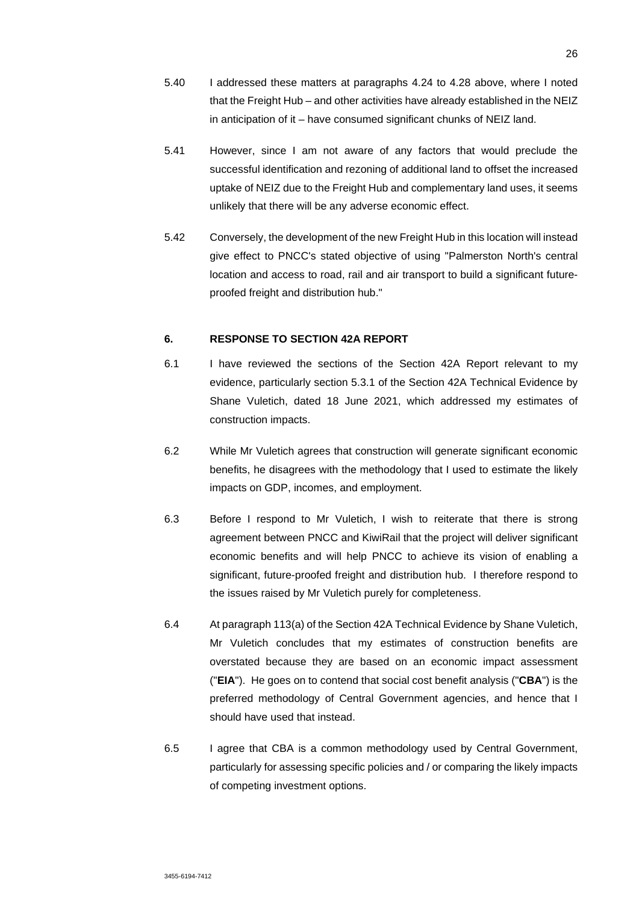5.40 I addressed these matters at paragraphs 4.24 to 4.28 above, where I noted that the Freight Hub – and other activities have already established in the NEIZ in anticipation of it – have consumed significant chunks of NEIZ land.

5.41 However, since I am not aware of any factors that would preclude the successful identification and rezoning of additional land to offset the increased uptake of NEIZ due to the Freight Hub and complementary land uses, it seems unlikely that there will be any adverse economic effect.

5.42 Conversely, the development of the new Freight Hub in this location will instead give effect to PNCC's stated objective of using "Palmerston North's central location and access to road, rail and air transport to build a significant future-proofed freight and distribution hub."

## 6. RESPONSE TO SECTION 42A REPORT

6.1 I have reviewed the sections of the Section 42A Report relevant to my evidence, particularly section 5.3.1 of the Section 42A Technical Evidence by Shane Vuletich, dated 18 June 2021, which addressed my estimates of construction impacts.

6.2 While Mr Vuletich agrees that construction will generate significant economic benefits, he disagrees with the methodology that I used to estimate the likely impacts on GDP, incomes, and employment.

6.3 Before I respond to Mr Vuletich, I wish to reiterate that there is strong agreement between PNCC and KiwiRail that the project will deliver significant economic benefits and will help PNCC to achieve its vision of enabling a significant, future-proofed freight and distribution hub. I therefore respond to the issues raised by Mr Vuletich purely for completeness.

6.4 At paragraph 113(a) of the Section 42A Technical Evidence by Shane Vuletich, Mr Vuletich concludes that my estimates of construction benefits are overstated because they are based on an economic impact assessment ("**EIA**"). He goes on to contend that social cost benefit analysis ("**CBA**") is the preferred methodology of Central Government agencies, and hence that I should have used that instead.

6.5 I agree that CBA is a common methodology used by Central Government, particularly for assessing specific policies and / or comparing the likely impacts of competing investment options.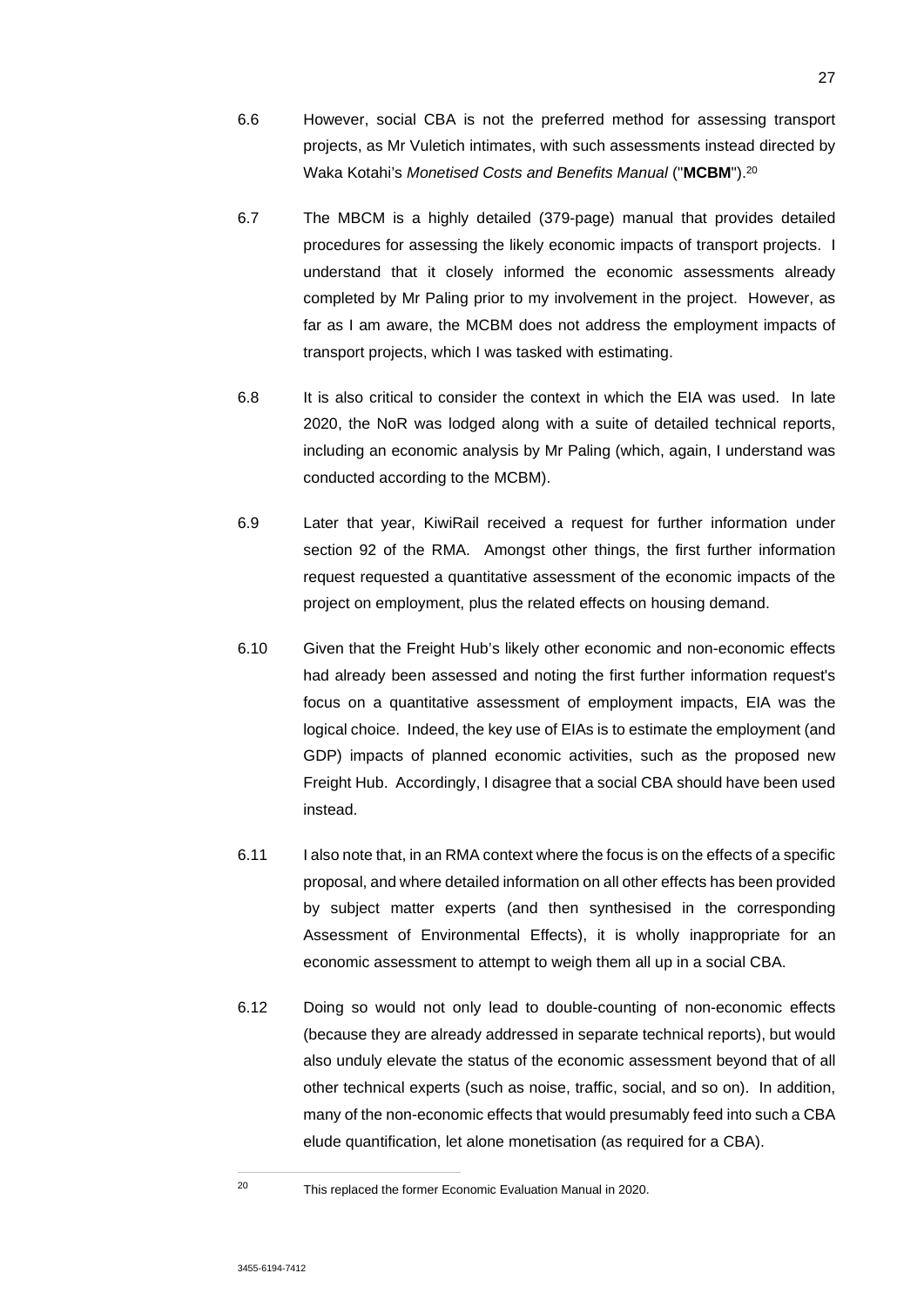6.6 However, social CBA is not the preferred method for assessing transport projects, as Mr Vuletich intimates, with such assessments instead directed by Waka Kotahi's *Monetised Costs and Benefits Manual* ("**MCBM**").[20]

6.7 The MBCM is a highly detailed (379-page) manual that provides detailed procedures for assessing the likely economic impacts of transport projects. I understand that it closely informed the economic assessments already completed by Mr Paling prior to my involvement in the project. However, as far as I am aware, the MCBM does not address the employment impacts of transport projects, which I was tasked with estimating.

6.8 It is also critical to consider the context in which the EIA was used. In late 2020, the NoR was lodged along with a suite of detailed technical reports, including an economic analysis by Mr Paling (which, again, I understand was conducted according to the MCBM).

6.9 Later that year, KiwiRail received a request for further information under section 92 of the RMA. Amongst other things, the first further information request requested a quantitative assessment of the economic impacts of the project on employment, plus the related effects on housing demand.

6.10 Given that the Freight Hub's likely other economic and non-economic effects had already been assessed and noting the first further information request's focus on a quantitative assessment of employment impacts, EIA was the logical choice. Indeed, the key use of EIAs is to estimate the employment (and GDP) impacts of planned economic activities, such as the proposed new Freight Hub. Accordingly, I disagree that a social CBA should have been used instead.

6.11 I also note that, in an RMA context where the focus is on the effects of a specific proposal, and where detailed information on all other effects has been provided by subject matter experts (and then synthesised in the corresponding Assessment of Environmental Effects), it is wholly inappropriate for an economic assessment to attempt to weigh them all up in a social CBA.

6.12 Doing so would not only lead to double-counting of non-economic effects (because they are already addressed in separate technical reports), but would also unduly elevate the status of the economic assessment beyond that of all other technical experts (such as noise, traffic, social, and so on). In addition, many of the non-economic effects that would presumably feed into such a CBA elude quantification, let alone monetisation (as required for a CBA).

---

[20] This replaced the former Economic Evaluation Manual in 2020.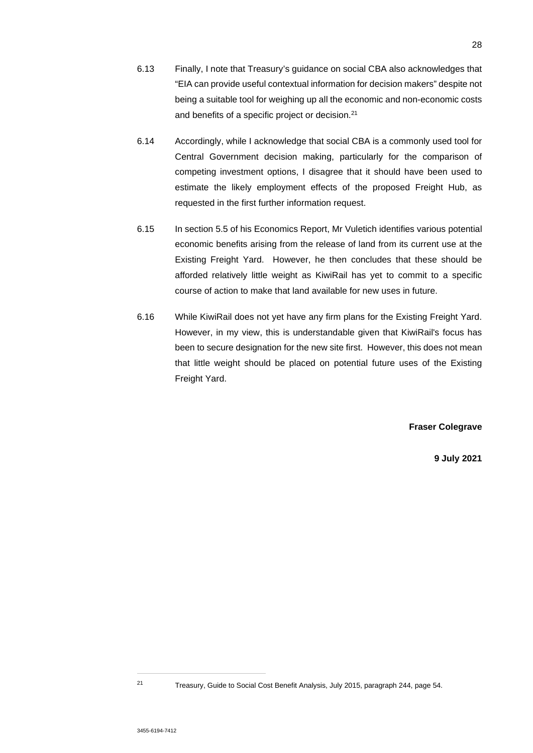6.13 Finally, I note that Treasury's guidance on social CBA also acknowledges that "EIA can provide useful contextual information for decision makers" despite not being a suitable tool for weighing up all the economic and non-economic costs and benefits of a specific project or decision.[21]

6.14 Accordingly, while I acknowledge that social CBA is a commonly used tool for Central Government decision making, particularly for the comparison of competing investment options, I disagree that it should have been used to estimate the likely employment effects of the proposed Freight Hub, as requested in the first further information request.

6.15 In section 5.5 of his Economics Report, Mr Vuletich identifies various potential economic benefits arising from the release of land from its current use at the Existing Freight Yard. However, he then concludes that these should be afforded relatively little weight as KiwiRail has yet to commit to a specific course of action to make that land available for new uses in future.

6.16 While KiwiRail does not yet have any firm plans for the Existing Freight Yard. However, in my view, this is understandable given that KiwiRail's focus has been to secure designation for the new site first. However, this does not mean that little weight should be placed on potential future uses of the Existing Freight Yard.

**Fraser Colegrave**

**9 July 2021**

[21] Treasury, Guide to Social Cost Benefit Analysis, July 2015, paragraph 244, page 54.

3455-6194-7412